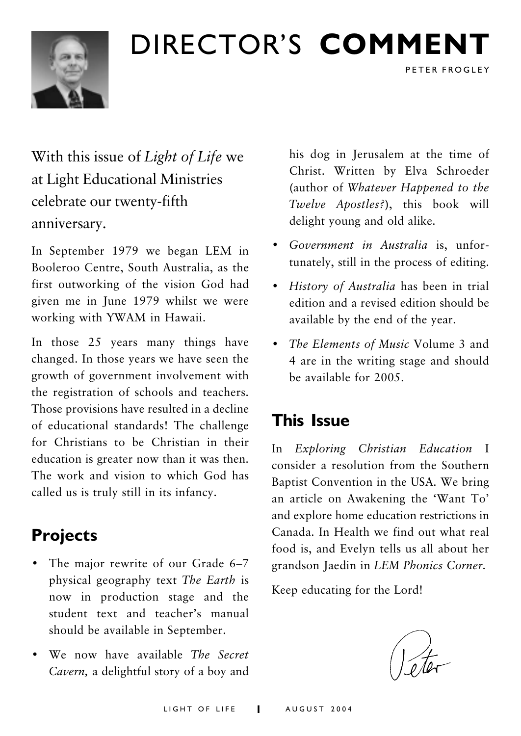# DIRECTOR'S **COMMENT**

PETER FROGLEY

With this issue of *Light of Life* we at Light Educational Ministries celebrate our twenty-fifth anniversary.

In September 1979 we began LEM in Booleroo Centre, South Australia, as the first outworking of the vision God had given me in June 1979 whilst we were working with YWAM in Hawaii.

In those 25 years many things have changed. In those years we have seen the growth of government involvement with the registration of schools and teachers. Those provisions have resulted in a decline of educational standards! The challenge for Christians to be Christian in their education is greater now than it was then. The work and vision to which God has called us is truly still in its infancy.

## Projects

- The major rewrite of our Grade 6–7 physical geography text *The Earth* is now in production stage and the student text and teacher's manual should be available in September.
- We now have available *The Secret Cavern,* a delightful story of a boy and his dog in Jerusalem at the time of Christ. Written by Elva Schroeder (author of *Whatever Happened to the Twelve Apostles?*), this book will delight young and old alike.
- *Government in Australia* is, unfortunately, still in the process of editing.
- *History of Australia* has been in trial edition and a revised edition should be available by the end of the year.
- *The Elements of Music* Volume 3 and 4 are in the writing stage and should be available for 2005.

## This Issue

In *Exploring Christian Education* I consider a resolution from the Southern Baptist Convention in the USA. We bring an article on Awakening the 'Want To' and explore home education restrictions in Canada. In Health we find out what real food is, and Evelyn tells us all about her grandson Jaedin in *LEM Phonics Corner.*

Keep educating for the Lord!

Peter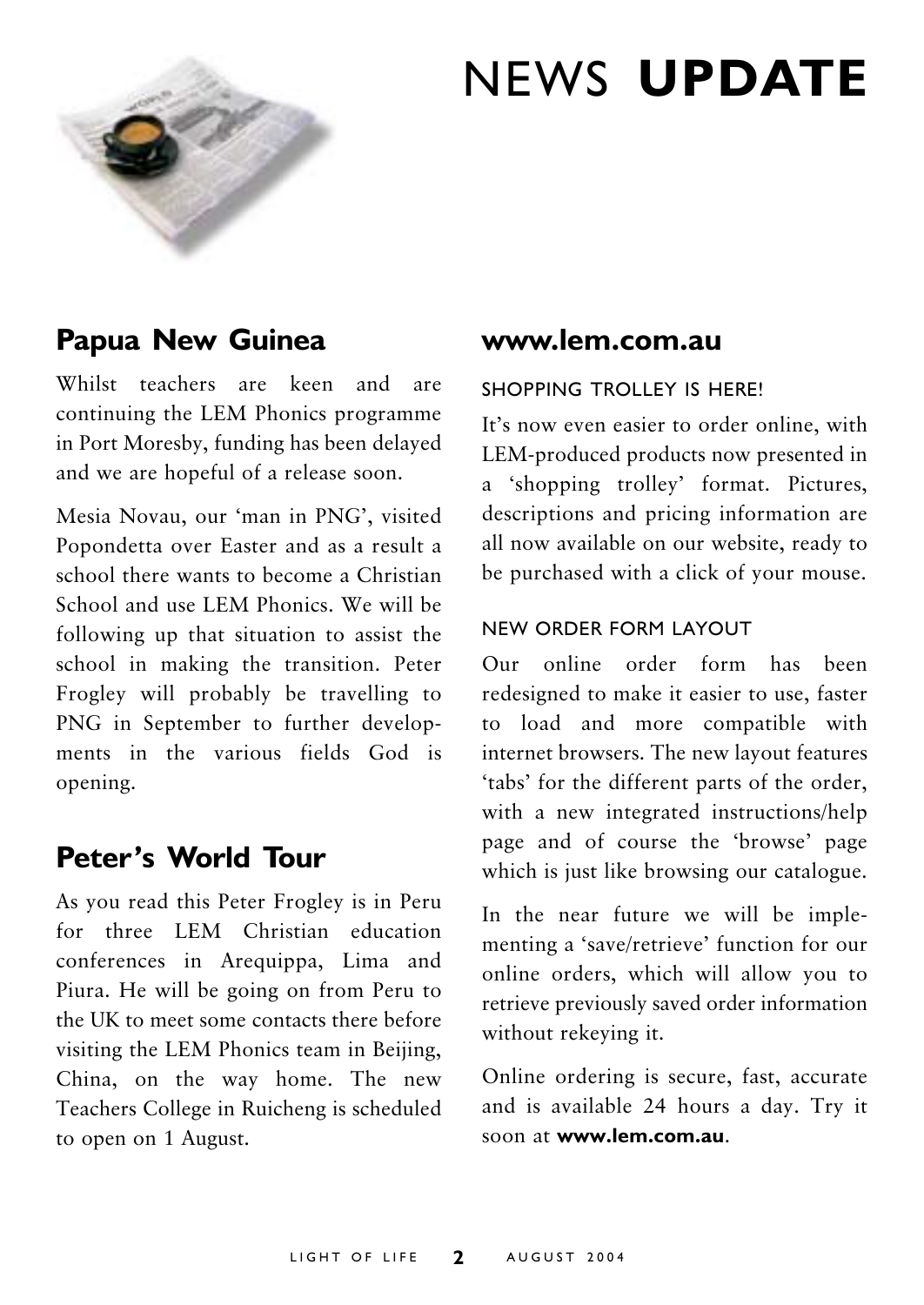# NEWS **UPDATE**

## Papua New Guinea

Whilst teachers are keen and are continuing the LEM Phonics programme in Port Moresby, funding has been delayed and we are hopeful of a release soon.

Mesia Novau, our 'man in PNG', visited Popondetta over Easter and as a result a school there wants to become a Christian School and use LEM Phonics. We will be following up that situation to assist the school in making the transition. Peter Frogley will probably be travelling to PNG in September to further developments in the various fields God is opening.

## Peter's World Tour

As you read this Peter Frogley is in Peru for three LEM Christian education conferences in Arequippa, Lima and Piura. He will be going on from Peru to the UK to meet some contacts there before visiting the LEM Phonics team in Beijing, China, on the way home. The new Teachers College in Ruicheng is scheduled to open on 1 August.

## www.lem.com.au

### SHOPPING TROLLEY IS HERE!

It's now even easier to order online, with LEM-produced products now presented in a 'shopping trolley' format. Pictures, descriptions and pricing information are all now available on our website, ready to be purchased with a click of your mouse.

### NEW ORDER FORM LAYOUT

Our online order form has been redesigned to make it easier to use, faster to load and more compatible with internet browsers. The new layout features 'tabs' for the different parts of the order, with a new integrated instructions/help page and of course the 'browse' page which is just like browsing our catalogue.

In the near future we will be implementing a 'save/retrieve' function for our online orders, which will allow you to retrieve previously saved order information without rekeying it.

Online ordering is secure, fast, accurate and is available 24 hours a day. Try it soon at **www.lem.com.au**.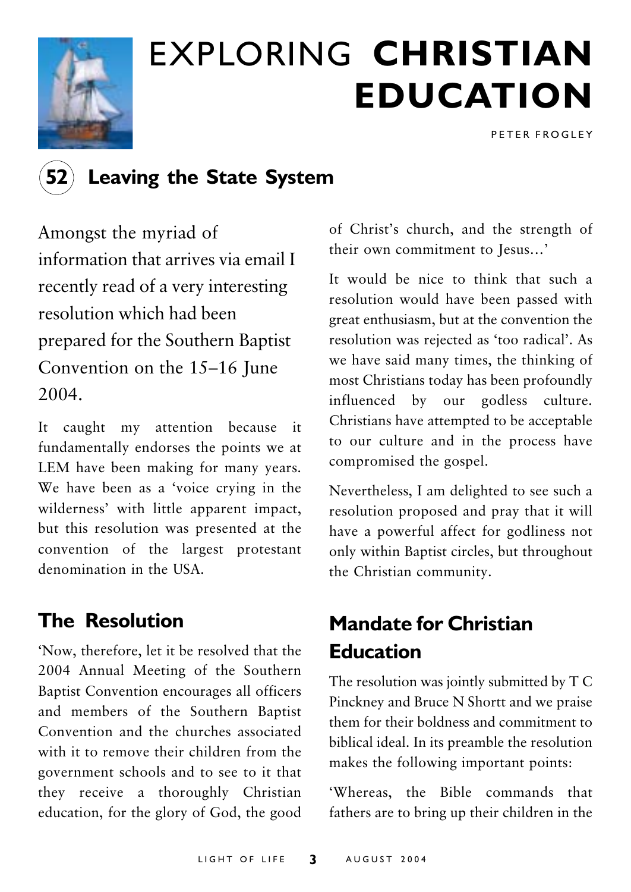# EXPLORING **CHRISTIAN EDUCATION**

PETER FROGLEY

## 52 Leaving the State System

Amongst the myriad of information that arrives via email I recently read of a very interesting resolution which had been prepared for the Southern Baptist Convention on the 15–16 June 2004.

It caught my attention because it fundamentally endorses the points we at LEM have been making for many years. We have been as a 'voice crying in the wilderness' with little apparent impact, but this resolution was presented at the convention of the largest protestant denomination in the USA.

### The Resolution

'Now, therefore, let it be resolved that the 2004 Annual Meeting of the Southern Baptist Convention encourages all officers and members of the Southern Baptist Convention and the churches associated with it to remove their children from the government schools and to see to it that they receive a thoroughly Christian education, for the glory of God, the good of Christ's church, and the strength of their own commitment to Jesus...'

It would be nice to think that such a resolution would have been passed with great enthusiasm, but at the convention the resolution was rejected as 'too radical'. As we have said many times, the thinking of most Christians today has been profoundly influenced by our godless culture. Christians have attempted to be acceptable to our culture and in the process have compromised the gospel.

Nevertheless, I am delighted to see such a resolution proposed and pray that it will have a powerful affect for godliness not only within Baptist circles, but throughout the Christian community.

### Mandate for Christian Education

The resolution was jointly submitted by T C Pinckney and Bruce N Shortt and we praise them for their boldness and commitment to biblical ideal. In its preamble the resolution makes the following important points:

'Whereas, the Bible commands that fathers are to bring up their children in the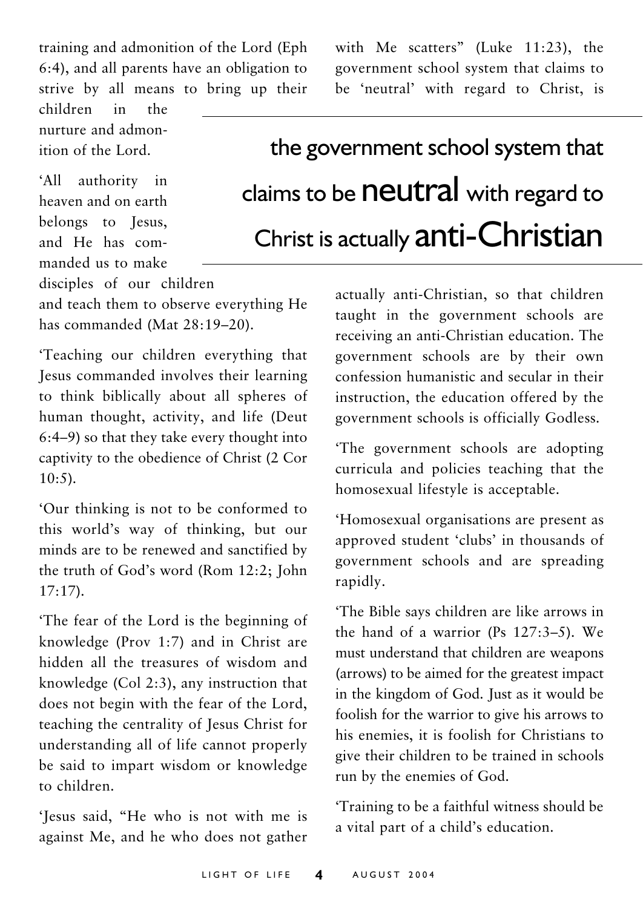training and admonition of the Lord (Eph 6:4), and all parents have an obligation to strive by all means to bring up their children in the nurture and admonition of the Lord.

'All authority in heaven and on earth belongs to Jesus, and He has commanded us to make disciples of our children and teach them to observe everything He has commanded (Mat 28:19–20).

'Teaching our children everything that Jesus commanded involves their learning to think biblically about all spheres of human thought, activity, and life (Deut 6:4–9) so that they take every thought into captivity to the obedience of Christ (2 Cor 10:5).

'Our thinking is not to be conformed to this world's way of thinking, but our minds are to be renewed and sanctified by the truth of God's word (Rom 12:2; John 17:17).

'The fear of the Lord is the beginning of knowledge (Prov 1:7) and in Christ are hidden all the treasures of wisdom and knowledge (Col 2:3), any instruction that does not begin with the fear of the Lord, teaching the centrality of Jesus Christ for understanding all of life cannot properly be said to impart wisdom or knowledge to children.

'Jesus said, "He who is not with me is against Me, and he who does not gather with Me scatters" (Luke 11:23), the government school system that claims to be 'neutral' with regard to Christ, is actually anti-Christian, so that children taught in the government schools are receiving an anti-Christian education. The government schools are by their own confession humanistic and secular in their instruction, the education offered by the government schools is officially Godless.

> the government school system that claims to be **neutral** with regard to Christ is actually **anti-Christian**

'The government schools are adopting curricula and policies teaching that the homosexual lifestyle is acceptable.

'Homosexual organisations are present as approved student 'clubs' in thousands of government schools and are spreading rapidly.

'The Bible says children are like arrows in the hand of a warrior (Ps 127:3–5). We must understand that children are weapons (arrows) to be aimed for the greatest impact in the kingdom of God. Just as it would be foolish for the warrior to give his arrows to his enemies, it is foolish for Christians to give their children to be trained in schools run by the enemies of God.

'Training to be a faithful witness should be a vital part of a child's education.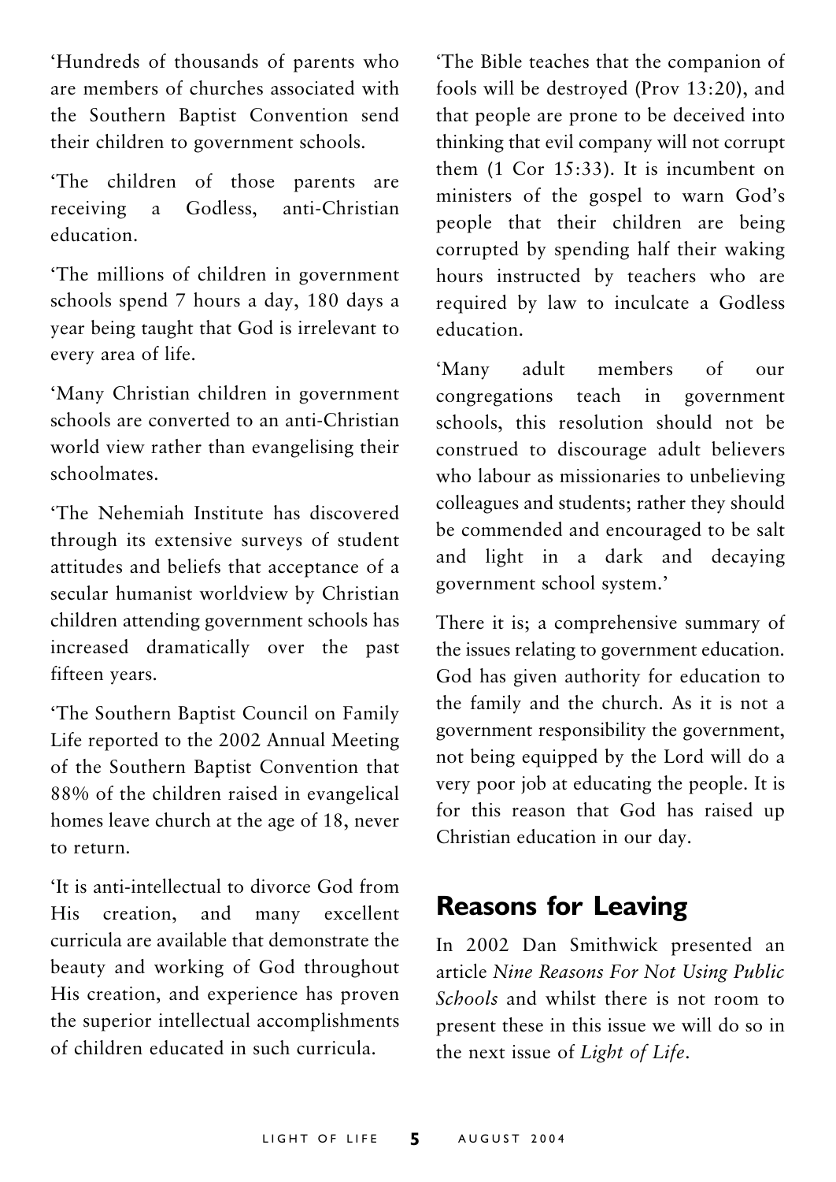'Hundreds of thousands of parents who are members of churches associated with the Southern Baptist Convention send their children to government schools.

'The children of those parents are receiving a Godless, anti-Christian education.

'The millions of children in government schools spend 7 hours a day, 180 days a year being taught that God is irrelevant to every area of life.

'Many Christian children in government schools are converted to an anti-Christian world view rather than evangelising their schoolmates.

'The Nehemiah Institute has discovered through its extensive surveys of student attitudes and beliefs that acceptance of a secular humanist worldview by Christian children attending government schools has increased dramatically over the past fifteen years.

'The Southern Baptist Council on Family Life reported to the 2002 Annual Meeting of the Southern Baptist Convention that 88% of the children raised in evangelical homes leave church at the age of 18, never to return.

'It is anti-intellectual to divorce God from His creation, and many excellent curricula are available that demonstrate the beauty and working of God throughout His creation, and experience has proven the superior intellectual accomplishments of children educated in such curricula.

'The Bible teaches that the companion of fools will be destroyed (Prov 13:20), and that people are prone to be deceived into thinking that evil company will not corrupt them (1 Cor 15:33). It is incumbent on ministers of the gospel to warn God's people that their children are being corrupted by spending half their waking hours instructed by teachers who are required by law to inculcate a Godless education.

'Many adult members of our congregations teach in government schools, this resolution should not be construed to discourage adult believers who labour as missionaries to unbelieving colleagues and students; rather they should be commended and encouraged to be salt and light in a dark and decaying government school system.'

There it is; a comprehensive summary of the issues relating to government education. God has given authority for education to the family and the church. As it is not a government responsibility the government, not being equipped by the Lord will do a very poor job at educating the people. It is for this reason that God has raised up Christian education in our day.

## Reasons for Leaving

In 2002 Dan Smithwick presented an article *Nine Reasons For Not Using Public Schools* and whilst there is not room to present these in this issue we will do so in the next issue of *Light of Life*.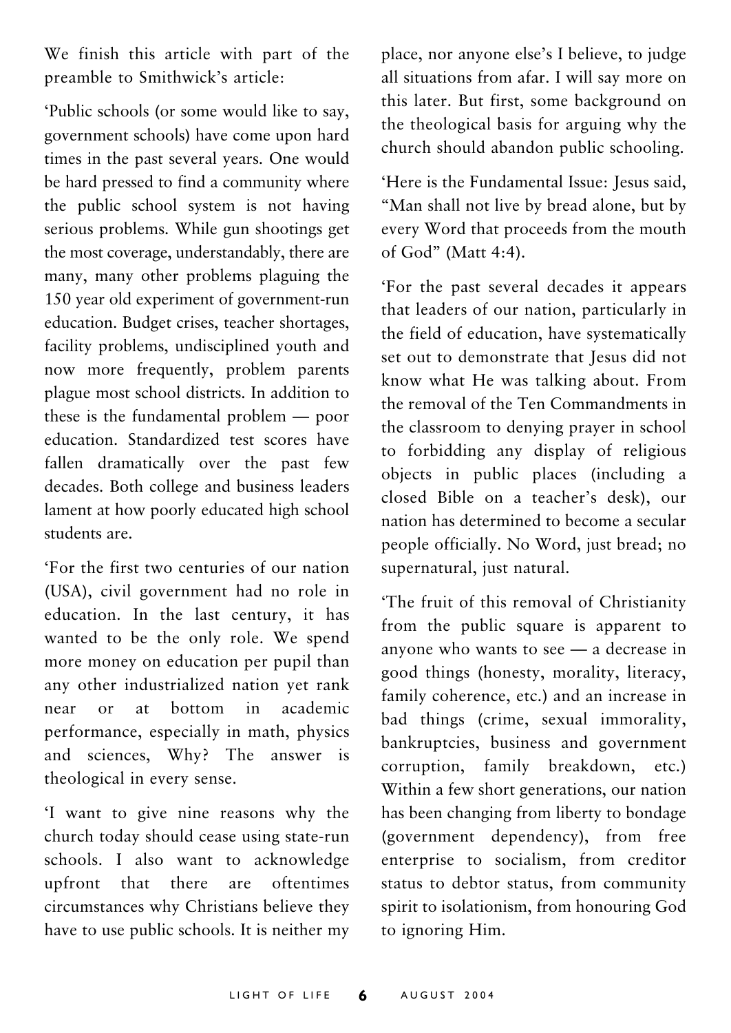We finish this article with part of the preamble to Smithwick's article:

'Public schools (or some would like to say, government schools) have come upon hard times in the past several years. One would be hard pressed to find a community where the public school system is not having serious problems. While gun shootings get the most coverage, understandably, there are many, many other problems plaguing the 150 year old experiment of government-run education. Budget crises, teacher shortages, facility problems, undisciplined youth and now more frequently, problem parents plague most school districts. In addition to these is the fundamental problem — poor education. Standardized test scores have fallen dramatically over the past few decades. Both college and business leaders lament at how poorly educated high school students are.

'For the first two centuries of our nation (USA), civil government had no role in education. In the last century, it has wanted to be the only role. We spend more money on education per pupil than any other industrialized nation yet rank near or at bottom in academic performance, especially in math, physics and sciences, Why? The answer is theological in every sense.

'I want to give nine reasons why the church today should cease using state-run schools. I also want to acknowledge upfront that there are oftentimes circumstances why Christians believe they have to use public schools. It is neither my place, nor anyone else's I believe, to judge all situations from afar. I will say more on this later. But first, some background on the theological basis for arguing why the church should abandon public schooling.

'Here is the Fundamental Issue: Jesus said, "Man shall not live by bread alone, but by every Word that proceeds from the mouth of God" (Matt 4:4).

'For the past several decades it appears that leaders of our nation, particularly in the field of education, have systematically set out to demonstrate that Jesus did not know what He was talking about. From the removal of the Ten Commandments in the classroom to denying prayer in school to forbidding any display of religious objects in public places (including a closed Bible on a teacher's desk), our nation has determined to become a secular people officially. No Word, just bread; no supernatural, just natural.

'The fruit of this removal of Christianity from the public square is apparent to anyone who wants to see — a decrease in good things (honesty, morality, literacy, family coherence, etc.) and an increase in bad things (crime, sexual immorality, bankruptcies, business and government corruption, family breakdown, etc.) Within a few short generations, our nation has been changing from liberty to bondage (government dependency), from free enterprise to socialism, from creditor status to debtor status, from community spirit to isolationism, from honouring God to ignoring Him.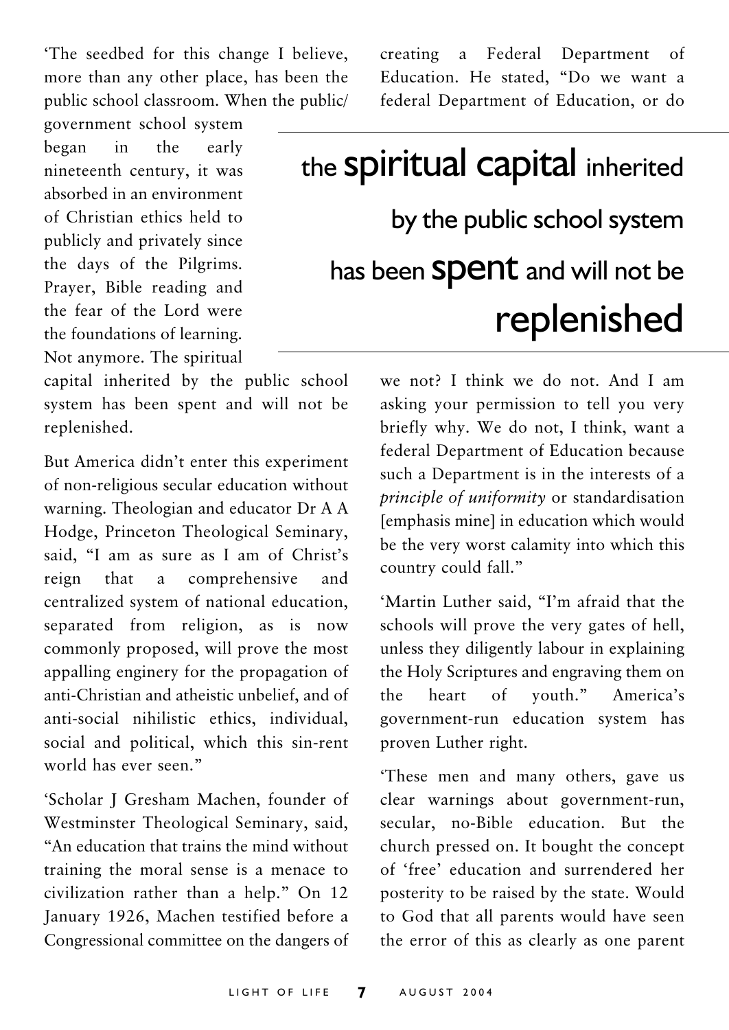'The seedbed for this change I believe, more than any other place, has been the public school classroom. When the public/government school system began in the early nineteenth century, it was absorbed in an environment of Christian ethics held to publicly and privately since the days of the Pilgrims. Prayer, Bible reading and the fear of the Lord were the foundations of learning. Not anymore. The spiritual capital inherited by the public school system has been spent and will not be replenished.

> the **spiritual capital** inherited by the public school system has been **spent** and will not be **replenished**

But America didn't enter this experiment of non-religious secular education without warning. Theologian and educator Dr A A Hodge, Princeton Theological Seminary, said, "I am as sure as I am of Christ's reign that a comprehensive and centralized system of national education, separated from religion, as is now commonly proposed, will prove the most appalling enginery for the propagation of anti-Christian and atheistic unbelief, and of anti-social nihilistic ethics, individual, social and political, which this sin-rent world has ever seen."

'Scholar J Gresham Machen, founder of Westminster Theological Seminary, said, "An education that trains the mind without training the moral sense is a menace to civilization rather than a help." On 12 January 1926, Machen testified before a Congressional committee on the dangers of creating a Federal Department of Education. He stated, "Do we want a federal Department of Education, or do we not? I think we do not. And I am asking your permission to tell you very briefly why. We do not, I think, want a federal Department of Education because such a Department is in the interests of a *principle of uniformity* or standardisation [emphasis mine] in education which would be the very worst calamity into which this country could fall."

'Martin Luther said, "I'm afraid that the schools will prove the very gates of hell, unless they diligently labour in explaining the Holy Scriptures and engraving them on the heart of youth." America's government-run education system has proven Luther right.

'These men and many others, gave us clear warnings about government-run, secular, no-Bible education. But the church pressed on. It bought the concept of 'free' education and surrendered her posterity to be raised by the state. Would to God that all parents would have seen the error of this as clearly as one parent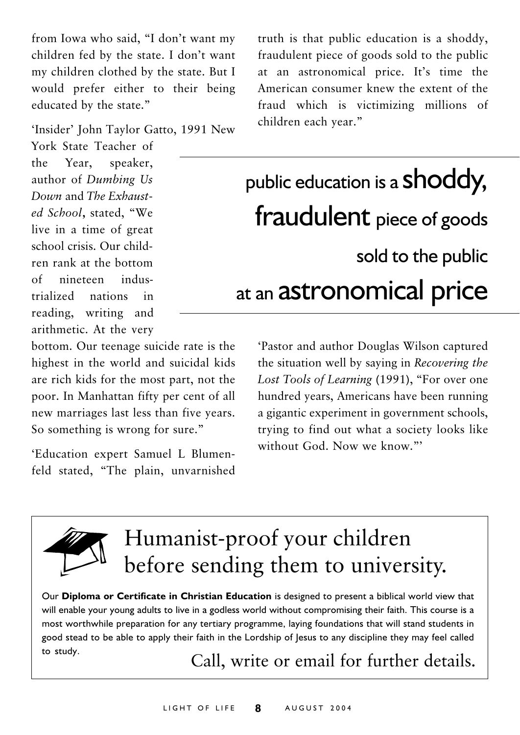from Iowa who said, "I don't want my children fed by the state. I don't want my children clothed by the state. But I would prefer either to their being educated by the state."

'Insider' John Taylor Gatto, 1991 New York State Teacher of the Year, speaker, author of *Dumbing Us Down* and *The Exhausted School*, stated, "We live in a time of great school crisis. Our children rank at the bottom of nineteen industrialized nations in reading, writing and arithmetic. At the very bottom. Our teenage suicide rate is the highest in the world and suicidal kids are rich kids for the most part, not the poor. In Manhattan fifty per cent of all new marriages last less than five years. So something is wrong for sure."

'Education expert Samuel L Blumenfeld stated, "The plain, unvarnished truth is that public education is a shoddy, fraudulent piece of goods sold to the public at an astronomical price. It's time the American consumer knew the extent of the fraud which is victimizing millions of children each year."

> public education is a **shoddy, fraudulent** piece of goods sold to the public at an **astronomical price**

'Pastor and author Douglas Wilson captured the situation well by saying in *Recovering the Lost Tools of Learning* (1991), "For over one hundred years, Americans have been running a gigantic experiment in government schools, trying to find out what a society looks like without God. Now we know."'

---

## Humanist-proof your children before sending them to university.

Our **Diploma or Certificate in Christian Education** is designed to present a biblical world view that will enable your young adults to live in a godless world without compromising their faith. This course is a most worthwhile preparation for any tertiary programme, laying foundations that will stand students in good stead to be able to apply their faith in the Lordship of Jesus to any discipline they may feel called to study.

Call, write or email for further details.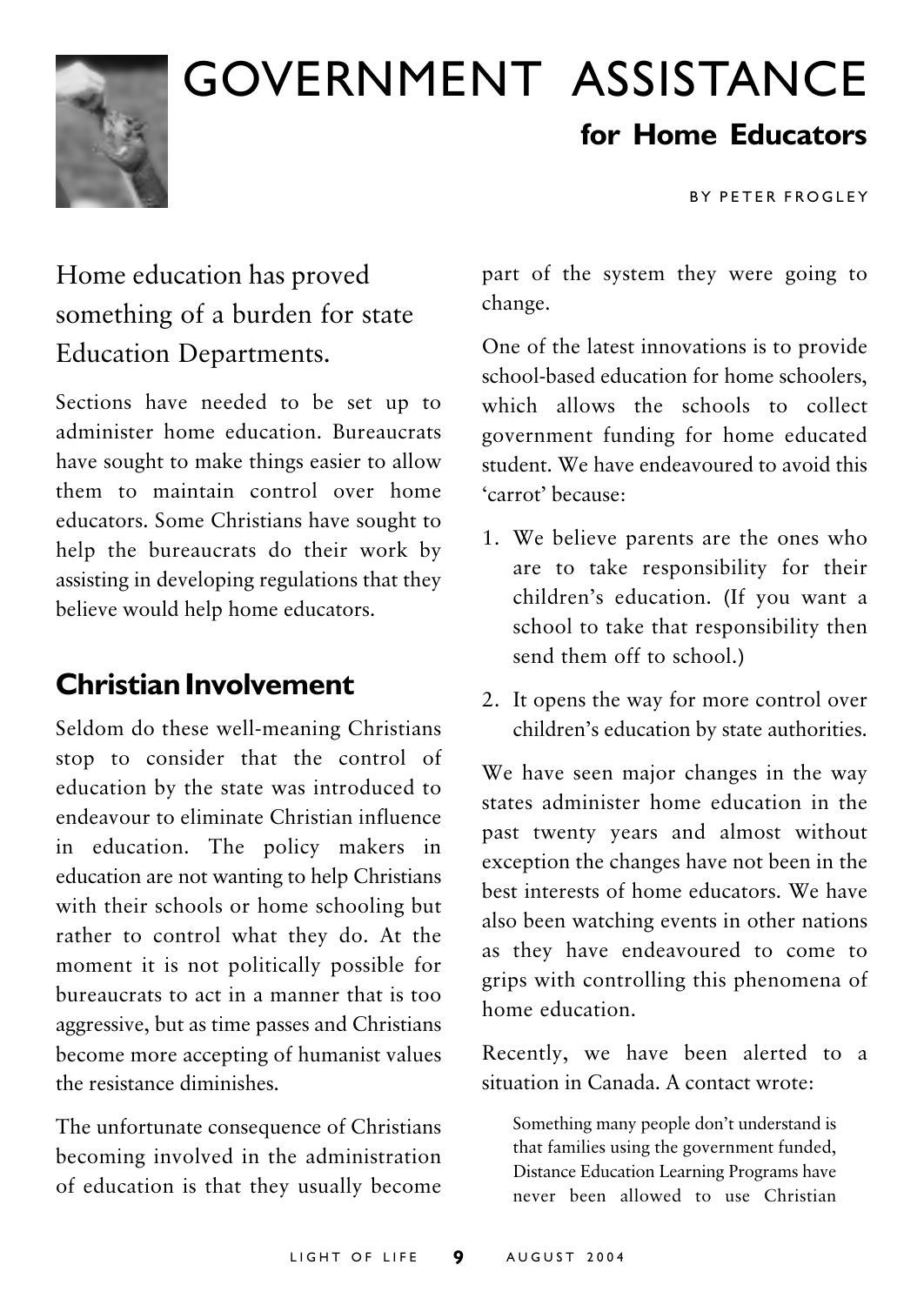# GOVERNMENT ASSISTANCE

## for Home Educators

BY PETER FROGLEY

Home education has proved something of a burden for state Education Departments.

Sections have needed to be set up to administer home education. Bureaucrats have sought to make things easier to allow them to maintain control over home educators. Some Christians have sought to help the bureaucrats do their work by assisting in developing regulations that they believe would help home educators.

## Christian Involvement

Seldom do these well-meaning Christians stop to consider that the control of education by the state was introduced to endeavour to eliminate Christian influence in education. The policy makers in education are not wanting to help Christians with their schools or home schooling but rather to control what they do. At the moment it is not politically possible for bureaucrats to act in a manner that is too aggressive, but as time passes and Christians become more accepting of humanist values the resistance diminishes.

The unfortunate consequence of Christians becoming involved in the administration of education is that they usually become part of the system they were going to change.

One of the latest innovations is to provide school-based education for home schoolers, which allows the schools to collect government funding for home educated student. We have endeavoured to avoid this 'carrot' because:

1. We believe parents are the ones who are to take responsibility for their children's education. (If you want a school to take that responsibility then send them off to school.)
2. It opens the way for more control over children's education by state authorities.

We have seen major changes in the way states administer home education in the past twenty years and almost without exception the changes have not been in the best interests of home educators. We have also been watching events in other nations as they have endeavoured to come to grips with controlling this phenomena of home education.

Recently, we have been alerted to a situation in Canada. A contact wrote:

> Something many people don't understand is that families using the government funded, Distance Education Learning Programs have never been allowed to use Christian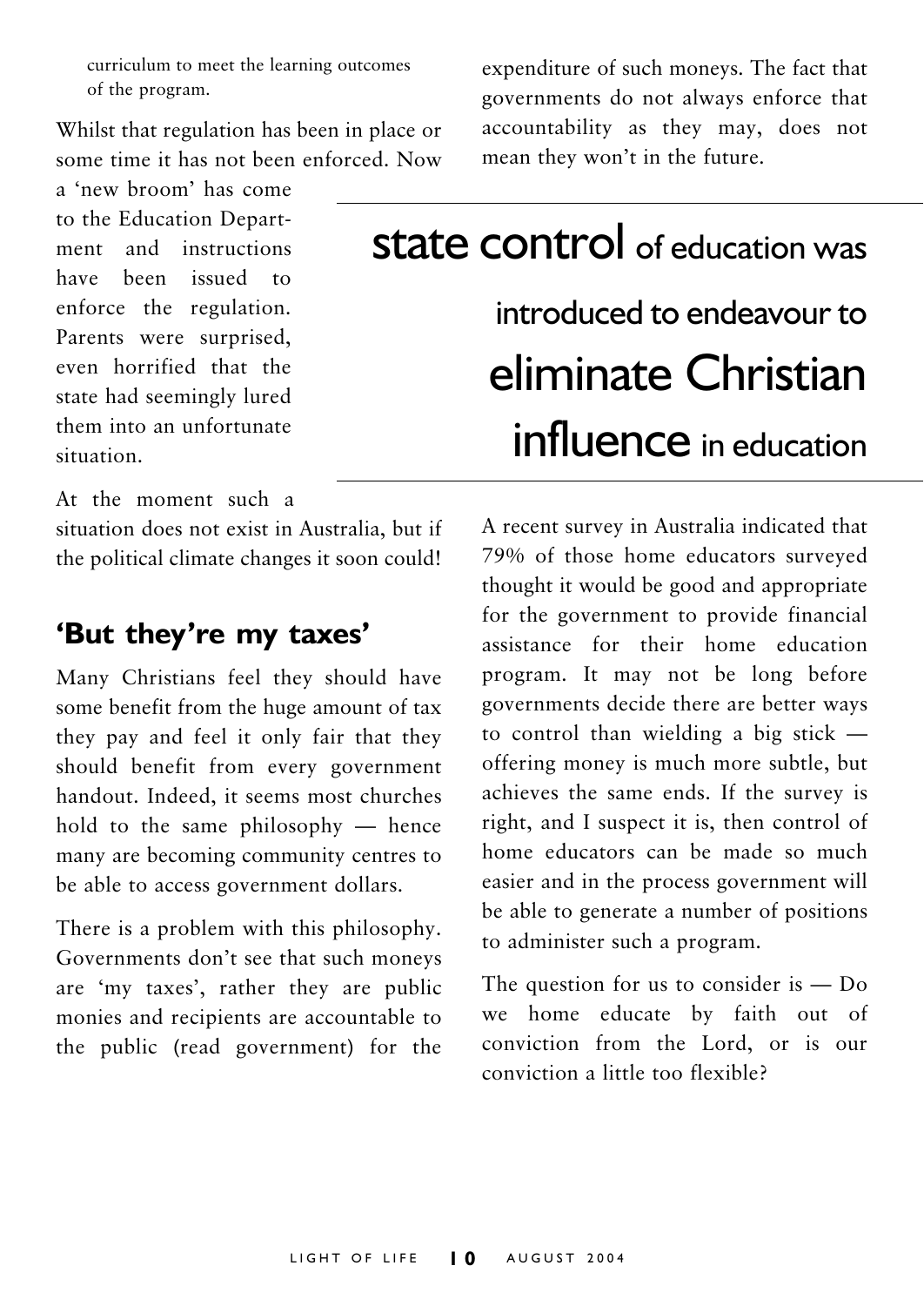curriculum to meet the learning outcomes of the program.

Whilst that regulation has been in place or some time it has not been enforced. Now a 'new broom' has come to the Education Department and instructions have been issued to enforce the regulation. Parents were surprised, even horrified that the state had seemingly lured them into an unfortunate situation.

At the moment such a situation does not exist in Australia, but if the political climate changes it soon could!

## 'But they're my taxes'

Many Christians feel they should have some benefit from the huge amount of tax they pay and feel it only fair that they should benefit from every government handout. Indeed, it seems most churches hold to the same philosophy — hence many are becoming community centres to be able to access government dollars.

There is a problem with this philosophy. Governments don't see that such moneys are 'my taxes', rather they are public monies and recipients are accountable to the public (read government) for the expenditure of such moneys. The fact that governments do not always enforce that accountability as they may, does not mean they won't in the future.

> **state control** of education was introduced to endeavour to **eliminate Christian influence** in education

A recent survey in Australia indicated that 79% of those home educators surveyed thought it would be good and appropriate for the government to provide financial assistance for their home education program. It may not be long before governments decide there are better ways to control than wielding a big stick — offering money is much more subtle, but achieves the same ends. If the survey is right, and I suspect it is, then control of home educators can be made so much easier and in the process government will be able to generate a number of positions to administer such a program.

The question for us to consider is — Do we home educate by faith out of conviction from the Lord, or is our conviction a little too flexible?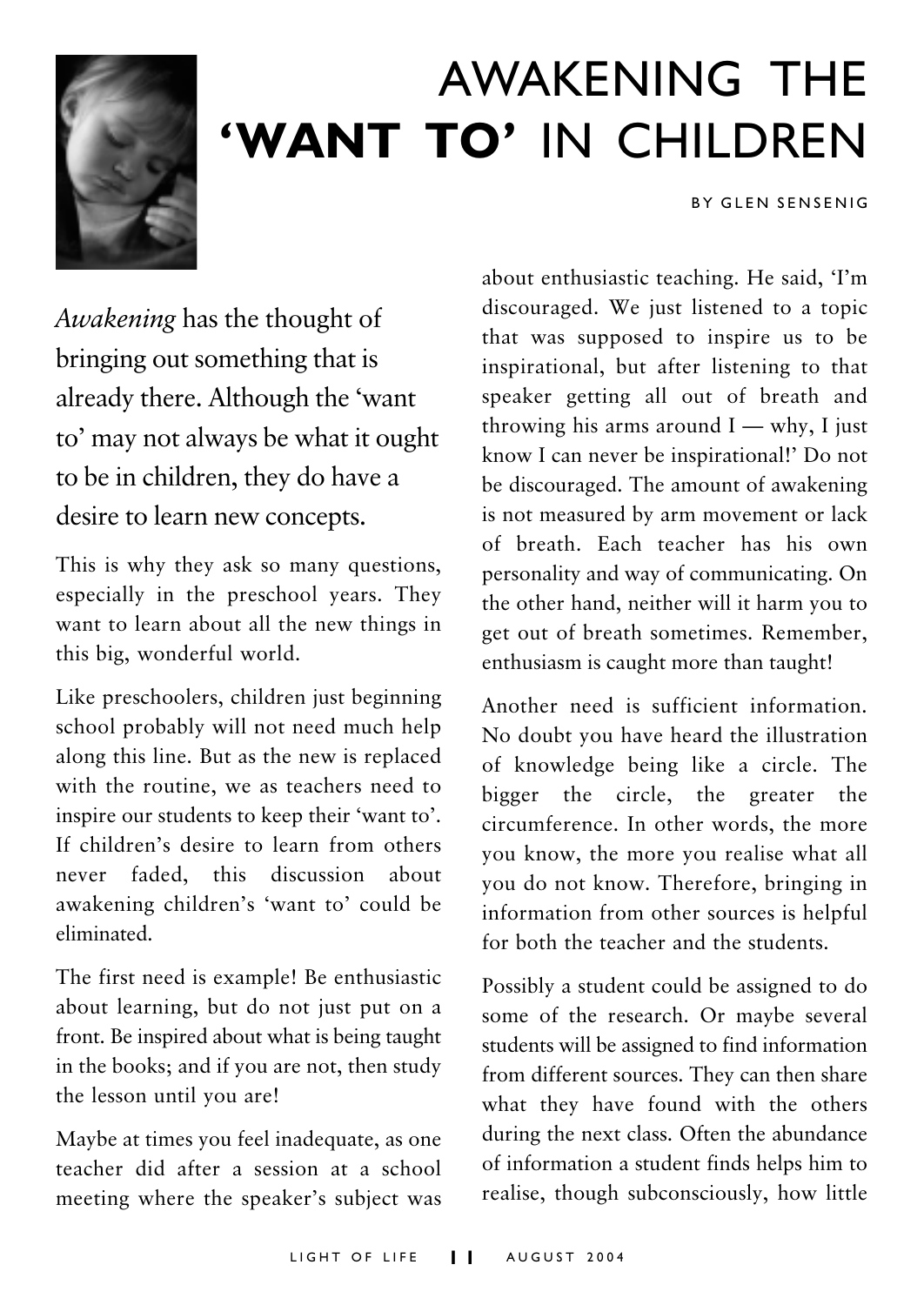# AWAKENING THE **'WANT TO'** IN CHILDREN

BY GLEN SENSENIG

*Awakening* has the thought of bringing out something that is already there. Although the 'want to' may not always be what it ought to be in children, they do have a desire to learn new concepts.

This is why they ask so many questions, especially in the preschool years. They want to learn about all the new things in this big, wonderful world.

Like preschoolers, children just beginning school probably will not need much help along this line. But as the new is replaced with the routine, we as teachers need to inspire our students to keep their 'want to'. If children's desire to learn from others never faded, this discussion about awakening children's 'want to' could be eliminated.

The first need is example! Be enthusiastic about learning, but do not just put on a front. Be inspired about what is being taught in the books; and if you are not, then study the lesson until you are!

Maybe at times you feel inadequate, as one teacher did after a session at a school meeting where the speaker's subject was about enthusiastic teaching. He said, 'I'm discouraged. We just listened to a topic that was supposed to inspire us to be inspirational, but after listening to that speaker getting all out of breath and throwing his arms around I — why, I just know I can never be inspirational!' Do not be discouraged. The amount of awakening is not measured by arm movement or lack of breath. Each teacher has his own personality and way of communicating. On the other hand, neither will it harm you to get out of breath sometimes. Remember, enthusiasm is caught more than taught!

Another need is sufficient information. No doubt you have heard the illustration of knowledge being like a circle. The bigger the circle, the greater the circumference. In other words, the more you know, the more you realise what all you do not know. Therefore, bringing in information from other sources is helpful for both the teacher and the students.

Possibly a student could be assigned to do some of the research. Or maybe several students will be assigned to find information from different sources. They can then share what they have found with the others during the next class. Often the abundance of information a student finds helps him to realise, though subconsciously, how little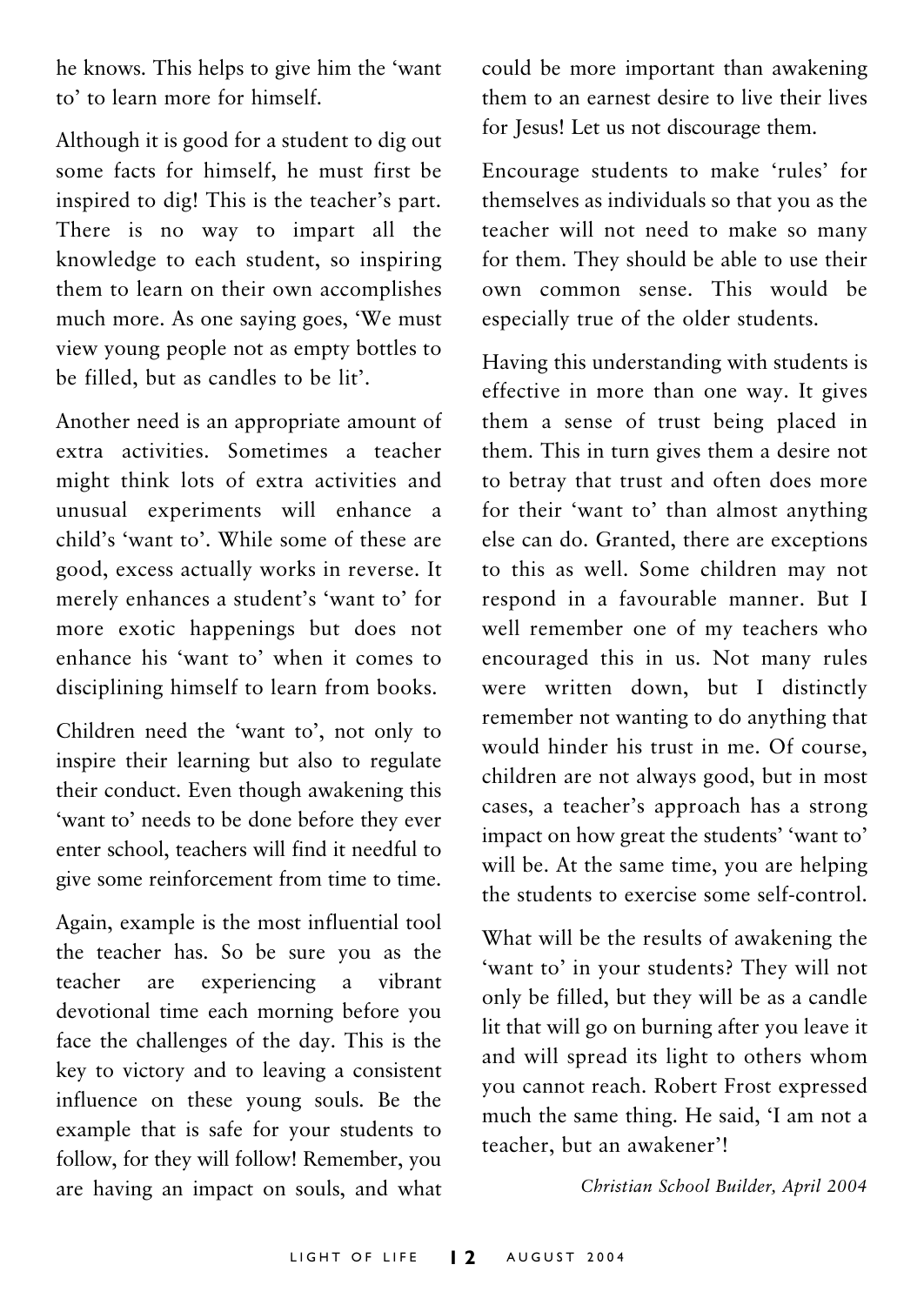he knows. This helps to give him the 'want to' to learn more for himself.

Although it is good for a student to dig out some facts for himself, he must first be inspired to dig! This is the teacher's part. There is no way to impart all the knowledge to each student, so inspiring them to learn on their own accomplishes much more. As one saying goes, 'We must view young people not as empty bottles to be filled, but as candles to be lit'.

Another need is an appropriate amount of extra activities. Sometimes a teacher might think lots of extra activities and unusual experiments will enhance a child's 'want to'. While some of these are good, excess actually works in reverse. It merely enhances a student's 'want to' for more exotic happenings but does not enhance his 'want to' when it comes to disciplining himself to learn from books.

Children need the 'want to', not only to inspire their learning but also to regulate their conduct. Even though awakening this 'want to' needs to be done before they ever enter school, teachers will find it needful to give some reinforcement from time to time.

Again, example is the most influential tool the teacher has. So be sure you as the teacher are experiencing a vibrant devotional time each morning before you face the challenges of the day. This is the key to victory and to leaving a consistent influence on these young souls. Be the example that is safe for your students to follow, for they will follow! Remember, you are having an impact on souls, and what could be more important than awakening them to an earnest desire to live their lives for Jesus! Let us not discourage them.

Encourage students to make 'rules' for themselves as individuals so that you as the teacher will not need to make so many for them. They should be able to use their own common sense. This would be especially true of the older students.

Having this understanding with students is effective in more than one way. It gives them a sense of trust being placed in them. This in turn gives them a desire not to betray that trust and often does more for their 'want to' than almost anything else can do. Granted, there are exceptions to this as well. Some children may not respond in a favourable manner. But I well remember one of my teachers who encouraged this in us. Not many rules were written down, but I distinctly remember not wanting to do anything that would hinder his trust in me. Of course, children are not always good, but in most cases, a teacher's approach has a strong impact on how great the students' 'want to' will be. At the same time, you are helping the students to exercise some self-control.

What will be the results of awakening the 'want to' in your students? They will not only be filled, but they will be as a candle lit that will go on burning after you leave it and will spread its light to others whom you cannot reach. Robert Frost expressed much the same thing. He said, 'I am not a teacher, but an awakener'!

*Christian School Builder, April 2004*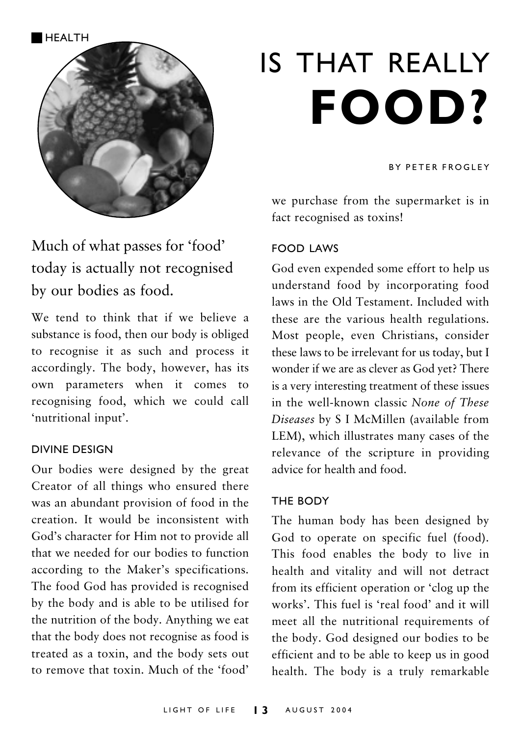HEALTH

# IS THAT REALLY **FOOD?**

BY PETER FROGLEY

## Much of what passes for 'food' today is actually not recognised by our bodies as food.

We tend to think that if we believe a substance is food, then our body is obliged to recognise it as such and process it accordingly. The body, however, has its own parameters when it comes to recognising food, which we could call 'nutritional input'.

### DIVINE DESIGN

Our bodies were designed by the great Creator of all things who ensured there was an abundant provision of food in the creation. It would be inconsistent with God's character for Him not to provide all that we needed for our bodies to function according to the Maker's specifications. The food God has provided is recognised by the body and is able to be utilised for the nutrition of the body. Anything we eat that the body does not recognise as food is treated as a toxin, and the body sets out to remove that toxin. Much of the 'food' we purchase from the supermarket is in fact recognised as toxins!

### FOOD LAWS

God even expended some effort to help us understand food by incorporating food laws in the Old Testament. Included with these are the various health regulations. Most people, even Christians, consider these laws to be irrelevant for us today, but I wonder if we are as clever as God yet? There is a very interesting treatment of these issues in the well-known classic *None of These Diseases* by S I McMillen (available from LEM), which illustrates many cases of the relevance of the scripture in providing advice for health and food.

### THE BODY

The human body has been designed by God to operate on specific fuel (food). This food enables the body to live in health and vitality and will not detract from its efficient operation or 'clog up the works'. This fuel is 'real food' and it will meet all the nutritional requirements of the body. God designed our bodies to be efficient and to be able to keep us in good health. The body is a truly remarkable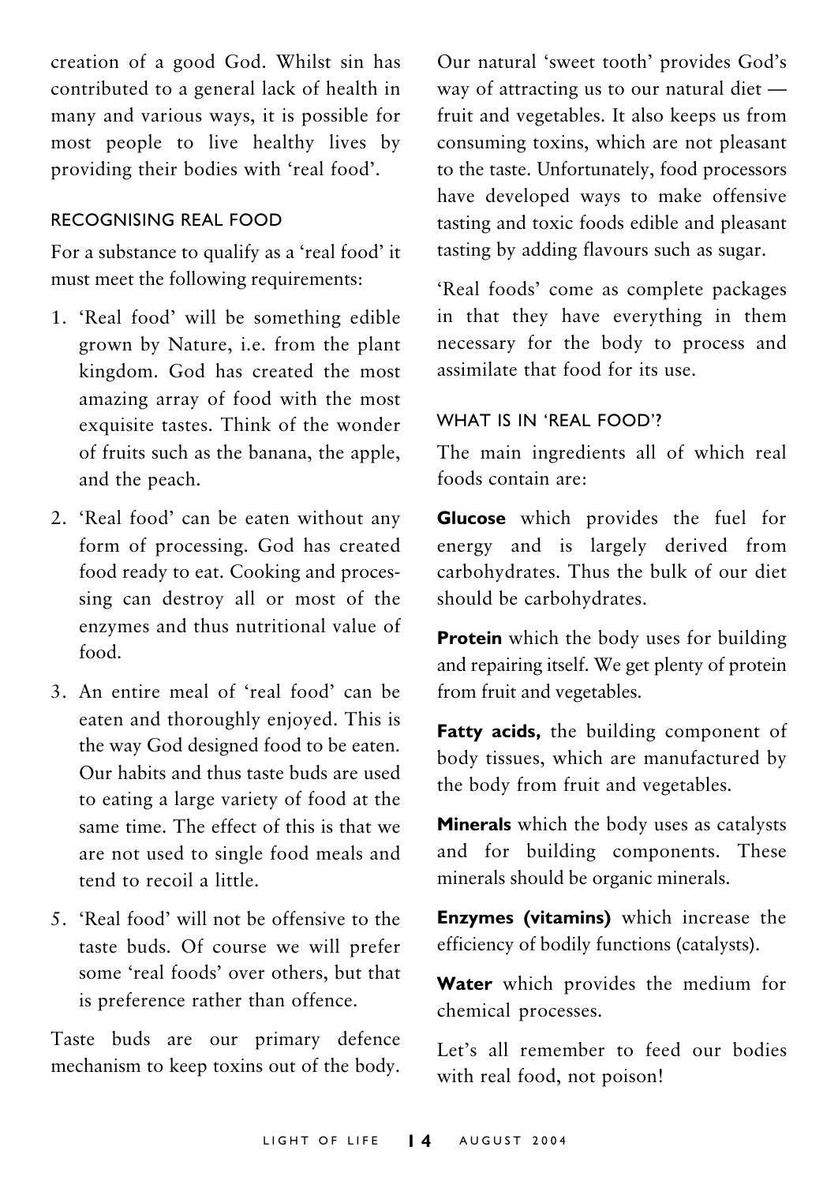creation of a good God. Whilst sin has contributed to a general lack of health in many and various ways, it is possible for most people to live healthy lives by providing their bodies with 'real food'.

## RECOGNISING REAL FOOD

For a substance to qualify as a 'real food' it must meet the following requirements:

1. 'Real food' will be something edible grown by Nature, i.e. from the plant kingdom. God has created the most amazing array of food with the most exquisite tastes. Think of the wonder of fruits such as the banana, the apple, and the peach.
2. 'Real food' can be eaten without any form of processing. God has created food ready to eat. Cooking and processing can destroy all or most of the enzymes and thus nutritional value of food.
3. An entire meal of 'real food' can be eaten and thoroughly enjoyed. This is the way God designed food to be eaten. Our habits and thus taste buds are used to eating a large variety of food at the same time. The effect of this is that we are not used to single food meals and tend to recoil a little.

5. 'Real food' will not be offensive to the taste buds. Of course we will prefer some 'real foods' over others, but that is preference rather than offence.

Taste buds are our primary defence mechanism to keep toxins out of the body. Our natural 'sweet tooth' provides God's way of attracting us to our natural diet — fruit and vegetables. It also keeps us from consuming toxins, which are not pleasant to the taste. Unfortunately, food processors have developed ways to make offensive tasting and toxic foods edible and pleasant tasting by adding flavours such as sugar.

'Real foods' come as complete packages in that they have everything in them necessary for the body to process and assimilate that food for its use.

## WHAT IS IN 'REAL FOOD'?

The main ingredients all of which real foods contain are:

**Glucose** which provides the fuel for energy and is largely derived from carbohydrates. Thus the bulk of our diet should be carbohydrates.

**Protein** which the body uses for building and repairing itself. We get plenty of protein from fruit and vegetables.

**Fatty acids,** the building component of body tissues, which are manufactured by the body from fruit and vegetables.

**Minerals** which the body uses as catalysts and for building components. These minerals should be organic minerals.

**Enzymes (vitamins)** which increase the efficiency of bodily functions (catalysts).

**Water** which provides the medium for chemical processes.

Let's all remember to feed our bodies with real food, not poison!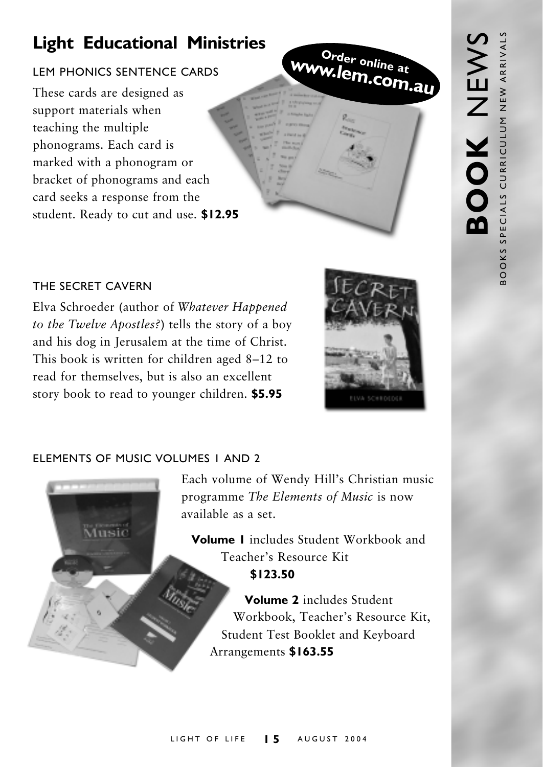## Light Educational Ministries

**Order online at www.lem.com.au**

### LEM PHONICS SENTENCE CARDS

These cards are designed as support materials when teaching the multiple phonograms. Each card is marked with a phonogram or bracket of phonograms and each card seeks a response from the student. Ready to cut and use. **$12.95**

### THE SECRET CAVERN

Elva Schroeder (author of *Whatever Happened to the Twelve Apostles?*) tells the story of a boy and his dog in Jerusalem at the time of Christ. This book is written for children aged 8–12 to read for themselves, but is also an excellent story book to read to younger children. **$5.95**

### ELEMENTS OF MUSIC VOLUMES 1 AND 2

Each volume of Wendy Hill's Christian music programme *The Elements of Music* is now available as a set.

**Volume 1** includes Student Workbook and Teacher's Resource Kit **$123.50**

**Volume 2** includes Student Workbook, Teacher's Resource Kit, Student Test Booklet and Keyboard Arrangements **$163.55**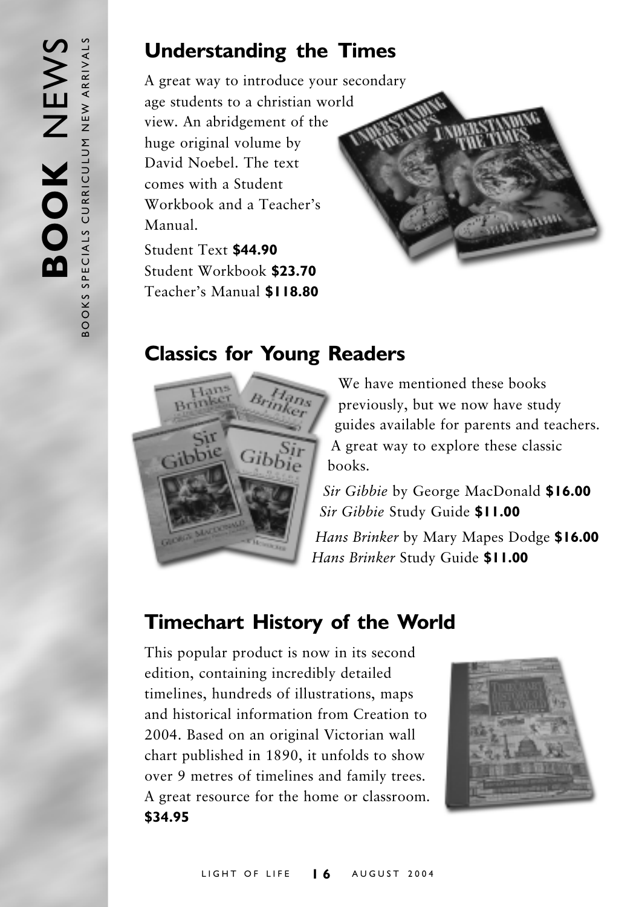## Understanding the Times

A great way to introduce your secondary age students to a christian world view. An abridgement of the huge original volume by David Noebel. The text comes with a Student Workbook and a Teacher's Manual.

Student Text **$44.90**
Student Workbook **$23.70**
Teacher's Manual **$118.80**

## Classics for Young Readers

We have mentioned these books previously, but we now have study guides available for parents and teachers. A great way to explore these classic books.

*Sir Gibbie* by George MacDonald **$16.00**
*Sir Gibbie* Study Guide **$11.00**

*Hans Brinker* by Mary Mapes Dodge **$16.00**
*Hans Brinker* Study Guide **$11.00**

## Timechart History of the World

This popular product is now in its second edition, containing incredibly detailed timelines, hundreds of illustrations, maps and historical information from Creation to 2004. Based on an original Victorian wall chart published in 1890, it unfolds to show over 9 metres of timelines and family trees. A great resource for the home or classroom.
**$34.95**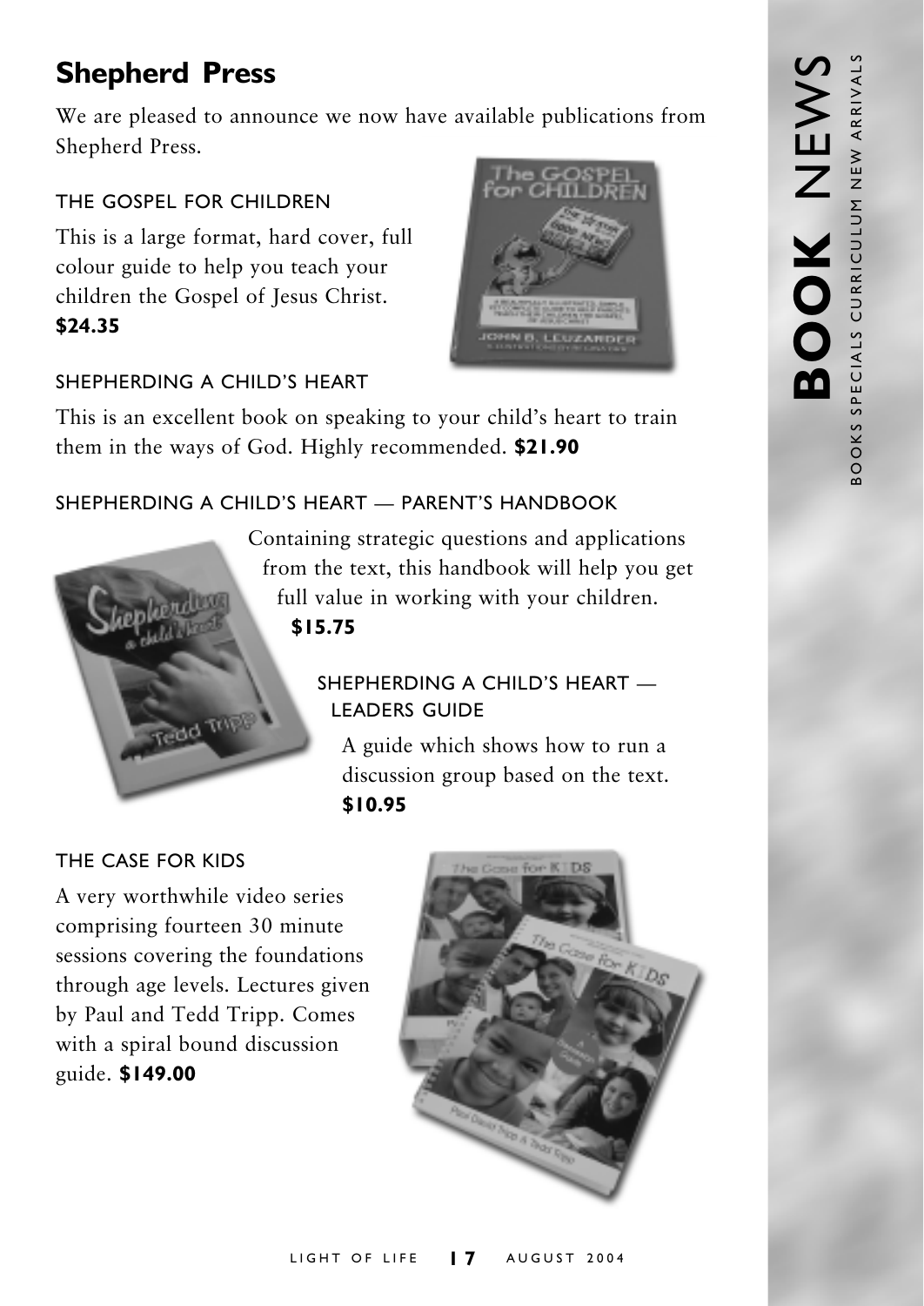## Shepherd Press

We are pleased to announce we now have available publications from Shepherd Press.

### THE GOSPEL FOR CHILDREN

This is a large format, hard cover, full colour guide to help you teach your children the Gospel of Jesus Christ. **$24.35**

### SHEPHERDING A CHILD'S HEART

This is an excellent book on speaking to your child's heart to train them in the ways of God. Highly recommended. **$21.90**

### SHEPHERDING A CHILD'S HEART — PARENT'S HANDBOOK

Containing strategic questions and applications from the text, this handbook will help you get full value in working with your children. **$15.75**

### SHEPHERDING A CHILD'S HEART — LEADERS GUIDE

A guide which shows how to run a discussion group based on the text. **$10.95**

### THE CASE FOR KIDS

A very worthwhile video series comprising fourteen 30 minute sessions covering the foundations through age levels. Lectures given by Paul and Tedd Tripp. Comes with a spiral bound discussion guide. **$149.00**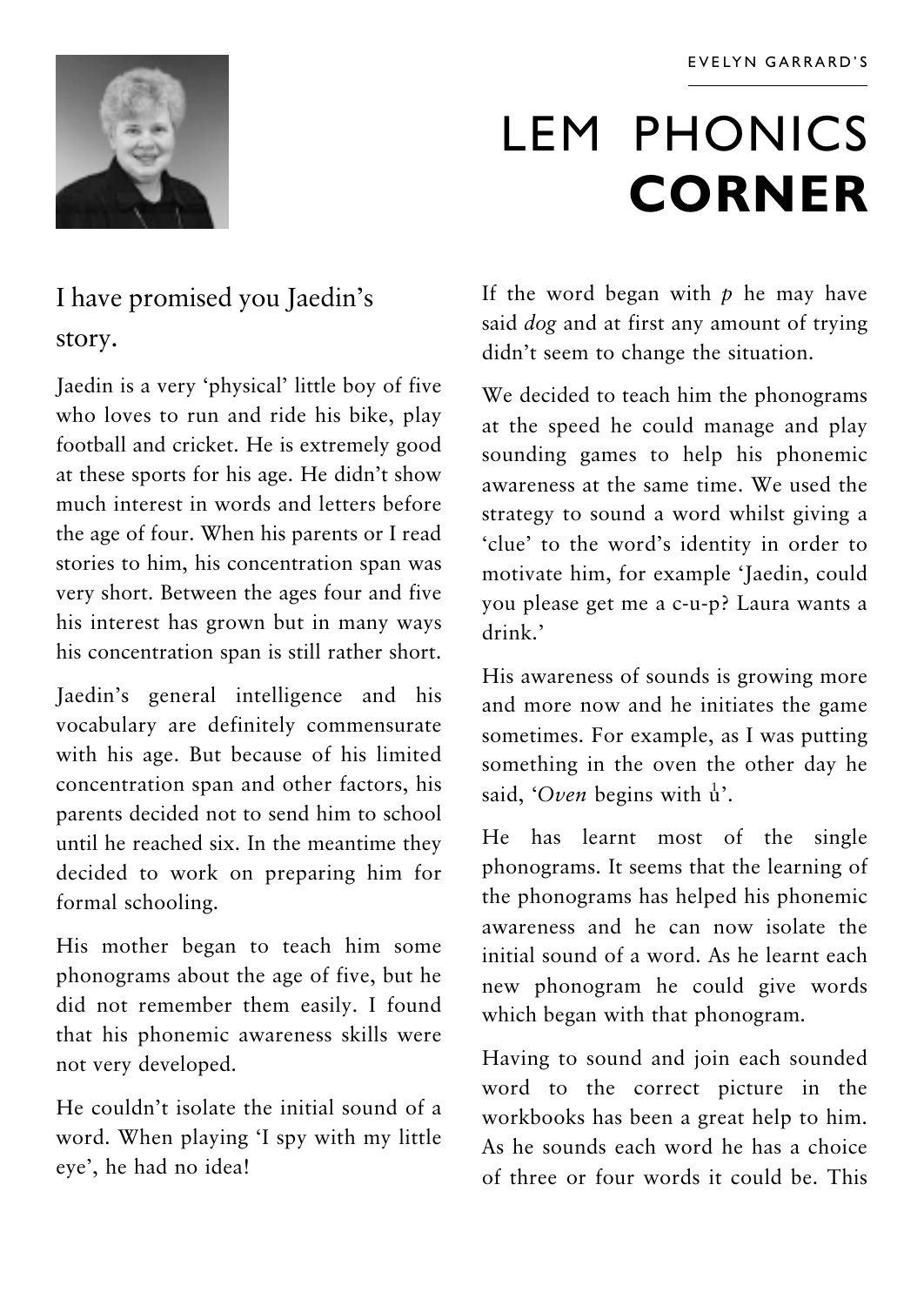EVELYN GARRARD'S

# LEM PHONICS **CORNER**

## I have promised you Jaedin's story.

Jaedin is a very 'physical' little boy of five who loves to run and ride his bike, play football and cricket. He is extremely good at these sports for his age. He didn't show much interest in words and letters before the age of four. When his parents or I read stories to him, his concentration span was very short. Between the ages four and five his interest has grown but in many ways his concentration span is still rather short.

Jaedin's general intelligence and his vocabulary are definitely commensurate with his age. But because of his limited concentration span and other factors, his parents decided not to send him to school until he reached six. In the meantime they decided to work on preparing him for formal schooling.

His mother began to teach him some phonograms about the age of five, but he did not remember them easily. I found that his phonemic awareness skills were not very developed.

He couldn't isolate the initial sound of a word. When playing 'I spy with my little eye', he had no idea!

If the word began with *p* he may have said *dog* and at first any amount of trying didn't seem to change the situation.

We decided to teach him the phonograms at the speed he could manage and play sounding games to help his phonemic awareness at the same time. We used the strategy to sound a word whilst giving a 'clue' to the word's identity in order to motivate him, for example 'Jaedin, could you please get me a c-u-p? Laura wants a drink.'

His awareness of sounds is growing more and more now and he initiates the game sometimes. For example, as I was putting something in the oven the other day he said, '*Oven* begins with ů'.

He has learnt most of the single phonograms. It seems that the learning of the phonograms has helped his phonemic awareness and he can now isolate the initial sound of a word. As he learnt each new phonogram he could give words which began with that phonogram.

Having to sound and join each sounded word to the correct picture in the workbooks has been a great help to him. As he sounds each word he has a choice of three or four words it could be. This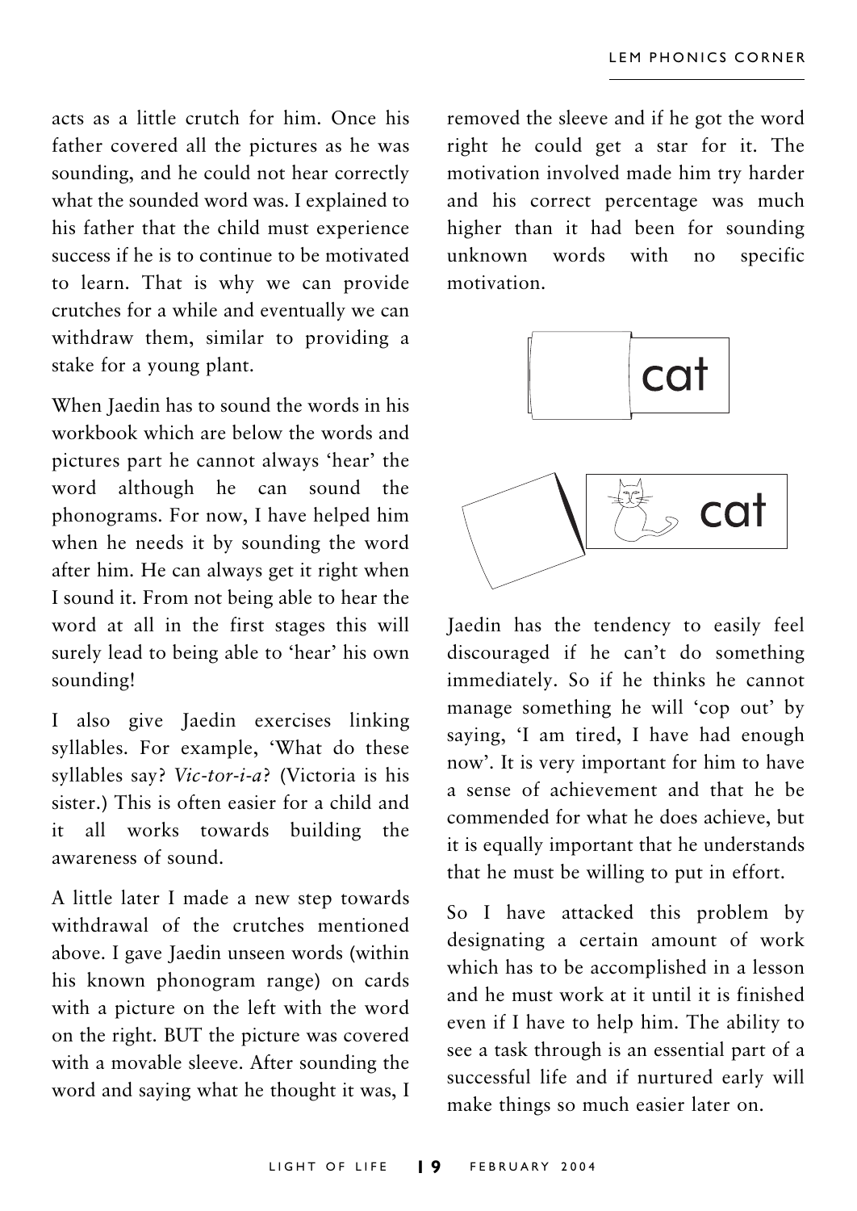acts as a little crutch for him. Once his father covered all the pictures as he was sounding, and he could not hear correctly what the sounded word was. I explained to his father that the child must experience success if he is to continue to be motivated to learn. That is why we can provide crutches for a while and eventually we can withdraw them, similar to providing a stake for a young plant.

When Jaedin has to sound the words in his workbook which are below the words and pictures part he cannot always 'hear' the word although he can sound the phonograms. For now, I have helped him when he needs it by sounding the word after him. He can always get it right when I sound it. From not being able to hear the word at all in the first stages this will surely lead to being able to 'hear' his own sounding!

I also give Jaedin exercises linking syllables. For example, 'What do these syllables say? *Vic-tor-i-a*? (Victoria is his sister.) This is often easier for a child and it all works towards building the awareness of sound.

A little later I made a new step towards withdrawal of the crutches mentioned above. I gave Jaedin unseen words (within his known phonogram range) on cards with a picture on the left with the word on the right. BUT the picture was covered with a movable sleeve. After sounding the word and saying what he thought it was, I removed the sleeve and if he got the word right he could get a star for it. The motivation involved made him try harder and his correct percentage was much higher than it had been for sounding unknown words with no specific motivation.

cat

cat

Jaedin has the tendency to easily feel discouraged if he can't do something immediately. So if he thinks he cannot manage something he will 'cop out' by saying, 'I am tired, I have had enough now'. It is very important for him to have a sense of achievement and that he be commended for what he does achieve, but it is equally important that he understands that he must be willing to put in effort.

So I have attacked this problem by designating a certain amount of work which has to be accomplished in a lesson and he must work at it until it is finished even if I have to help him. The ability to see a task through is an essential part of a successful life and if nurtured early will make things so much easier later on.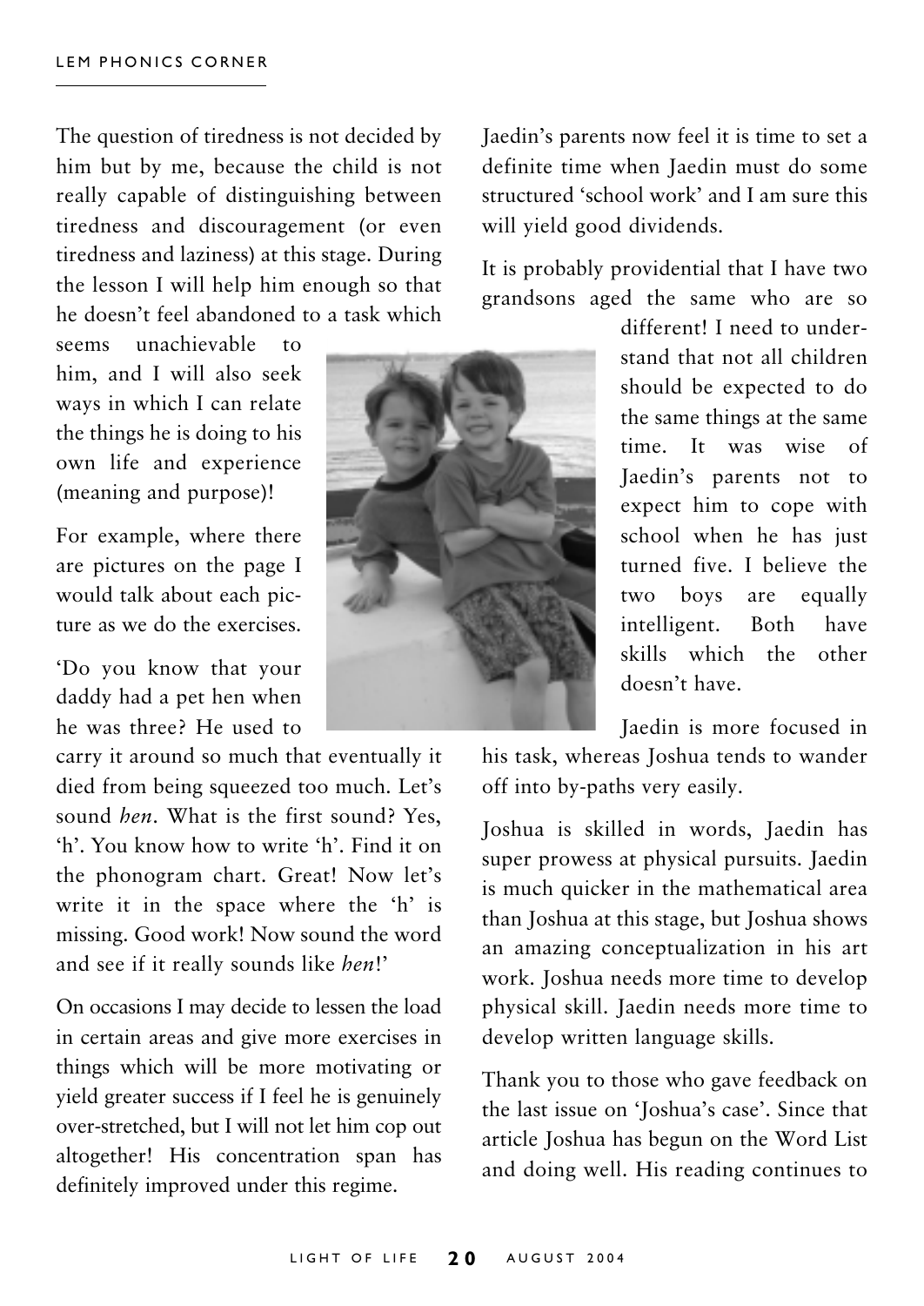The question of tiredness is not decided by him but by me, because the child is not really capable of distinguishing between tiredness and discouragement (or even tiredness and laziness) at this stage. During the lesson I will help him enough so that he doesn't feel abandoned to a task which seems unachievable to him, and I will also seek ways in which I can relate the things he is doing to his own life and experience (meaning and purpose)!

For example, where there are pictures on the page I would talk about each picture as we do the exercises.

'Do you know that your daddy had a pet hen when he was three? He used to carry it around so much that eventually it died from being squeezed too much. Let's sound *hen*. What is the first sound? Yes, 'h'. You know how to write 'h'. Find it on the phonogram chart. Great! Now let's write it in the space where the 'h' is missing. Good work! Now sound the word and see if it really sounds like *hen*!'

On occasions I may decide to lessen the load in certain areas and give more exercises in things which will be more motivating or yield greater success if I feel he is genuinely over-stretched, but I will not let him cop out altogether! His concentration span has definitely improved under this regime.

Jaedin's parents now feel it is time to set a definite time when Jaedin must do some structured 'school work' and I am sure this will yield good dividends.

It is probably providential that I have two grandsons aged the same who are so different! I need to understand that not all children should be expected to do the same things at the same time. It was wise of Jaedin's parents not to expect him to cope with school when he has just turned five. I believe the two boys are equally intelligent. Both have skills which the other doesn't have.

Jaedin is more focused in his task, whereas Joshua tends to wander off into by-paths very easily.

Joshua is skilled in words, Jaedin has super prowess at physical pursuits. Jaedin is much quicker in the mathematical area than Joshua at this stage, but Joshua shows an amazing conceptualization in his art work. Joshua needs more time to develop physical skill. Jaedin needs more time to develop written language skills.

Thank you to those who gave feedback on the last issue on 'Joshua's case'. Since that article Joshua has begun on the Word List and doing well. His reading continues to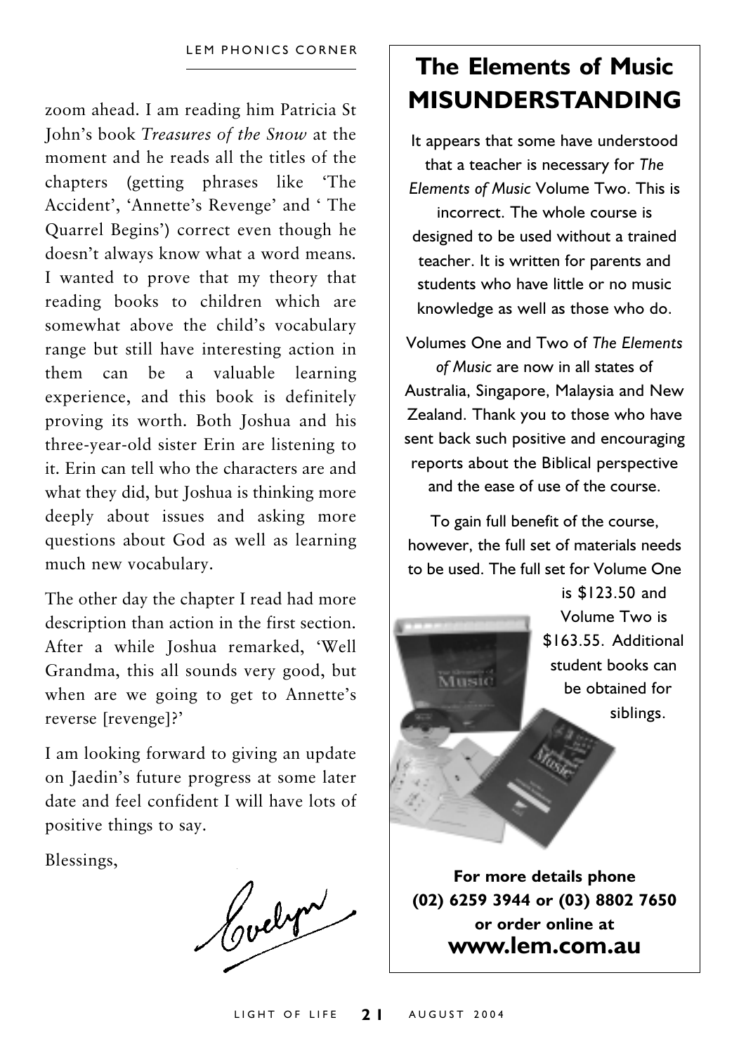zoom ahead. I am reading him Patricia St John's book *Treasures of the Snow* at the moment and he reads all the titles of the chapters (getting phrases like 'The Accident', 'Annette's Revenge' and ' The Quarrel Begins') correct even though he doesn't always know what a word means. I wanted to prove that my theory that reading books to children which are somewhat above the child's vocabulary range but still have interesting action in them can be a valuable learning experience, and this book is definitely proving its worth. Both Joshua and his three-year-old sister Erin are listening to it. Erin can tell who the characters are and what they did, but Joshua is thinking more deeply about issues and asking more questions about God as well as learning much new vocabulary.

The other day the chapter I read had more description than action in the first section. After a while Joshua remarked, 'Well Grandma, this all sounds very good, but when are we going to get to Annette's reverse [revenge]?'

I am looking forward to giving an update on Jaedin's future progress at some later date and feel confident I will have lots of positive things to say.

Blessings,

Evelyn

## The Elements of Music MISUNDERSTANDING

It appears that some have understood that a teacher is necessary for *The Elements of Music* Volume Two. This is incorrect. The whole course is designed to be used without a trained teacher. It is written for parents and students who have little or no music knowledge as well as those who do.

Volumes One and Two of *The Elements of Music* are now in all states of Australia, Singapore, Malaysia and New Zealand. Thank you to those who have sent back such positive and encouraging reports about the Biblical perspective and the ease of use of the course.

To gain full benefit of the course, however, the full set of materials needs to be used. The full set for Volume One is $123.50 and Volume Two is $163.55. Additional student books can be obtained for siblings.

**For more details phone (02) 6259 3944 or (03) 8802 7650 or order online at**

**www.lem.com.au**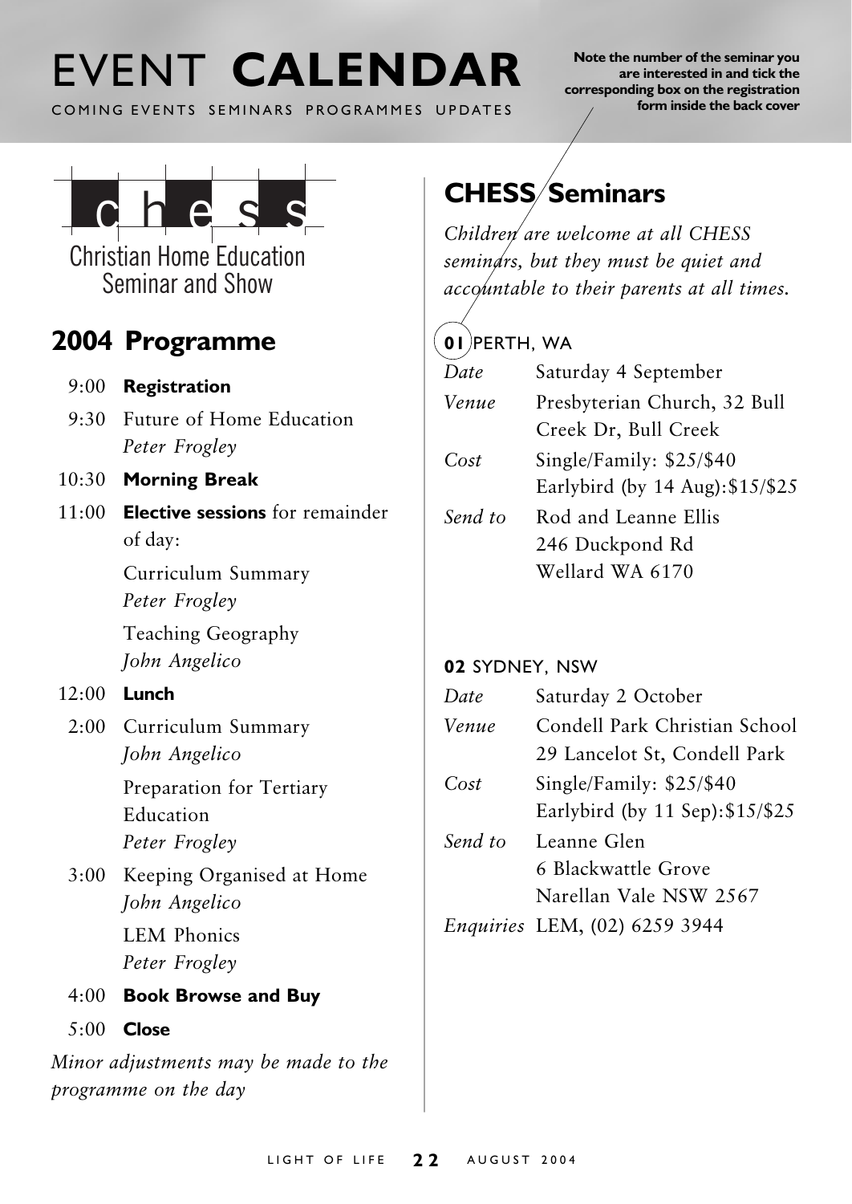# EVENT **CALENDAR**

COMING EVENTS SEMINARS PROGRAMMES UPDATES

**Note the number of the seminar you are interested in and tick the corresponding box on the registration form inside the back cover**

chess

Christian Home Education Seminar and Show

## 2004 Programme

| | |
|---|---|
| 9:00 | **Registration** |
| 9:30 | Future of Home Education *Peter Frogley* |
| 10:30 | **Morning Break** |
| 11:00 | **Elective sessions** for remainder of day: |
| | Curriculum Summary *Peter Frogley* |
| | Teaching Geography *John Angelico* |
| 12:00 | **Lunch** |
| 2:00 | Curriculum Summary *John Angelico* |
| | Preparation for Tertiary Education *Peter Frogley* |
| 3:00 | Keeping Organised at Home *John Angelico* |
| | LEM Phonics *Peter Frogley* |
| 4:00 | **Book Browse and Buy** |
| 5:00 | **Close** |

*Minor adjustments may be made to the programme on the day*

## CHESS Seminars

*Children are welcome at all CHESS seminars, but they must be quiet and accountable to their parents at all times.*

**01** PERTH, WA

| | |
|---|---|
| *Date* | Saturday 4 September |
| *Venue* | Presbyterian Church, 32 Bull Creek Dr, Bull Creek |
| *Cost* | Single/Family: $25/$40 Earlybird (by 14 Aug):$15/$25 |
| *Send to* | Rod and Leanne Ellis 246 Duckpond Rd Wellard WA 6170 |

**02** SYDNEY, NSW

| | |
|---|---|
| *Date* | Saturday 2 October |
| *Venue* | Condell Park Christian School 29 Lancelot St, Condell Park |
| *Cost* | Single/Family: $25/$40 Earlybird (by 11 Sep):$15/$25 |
| *Send to* | Leanne Glen 6 Blackwattle Grove Narellan Vale NSW 2567 |
| *Enquiries* | LEM, (02) 6259 3944 |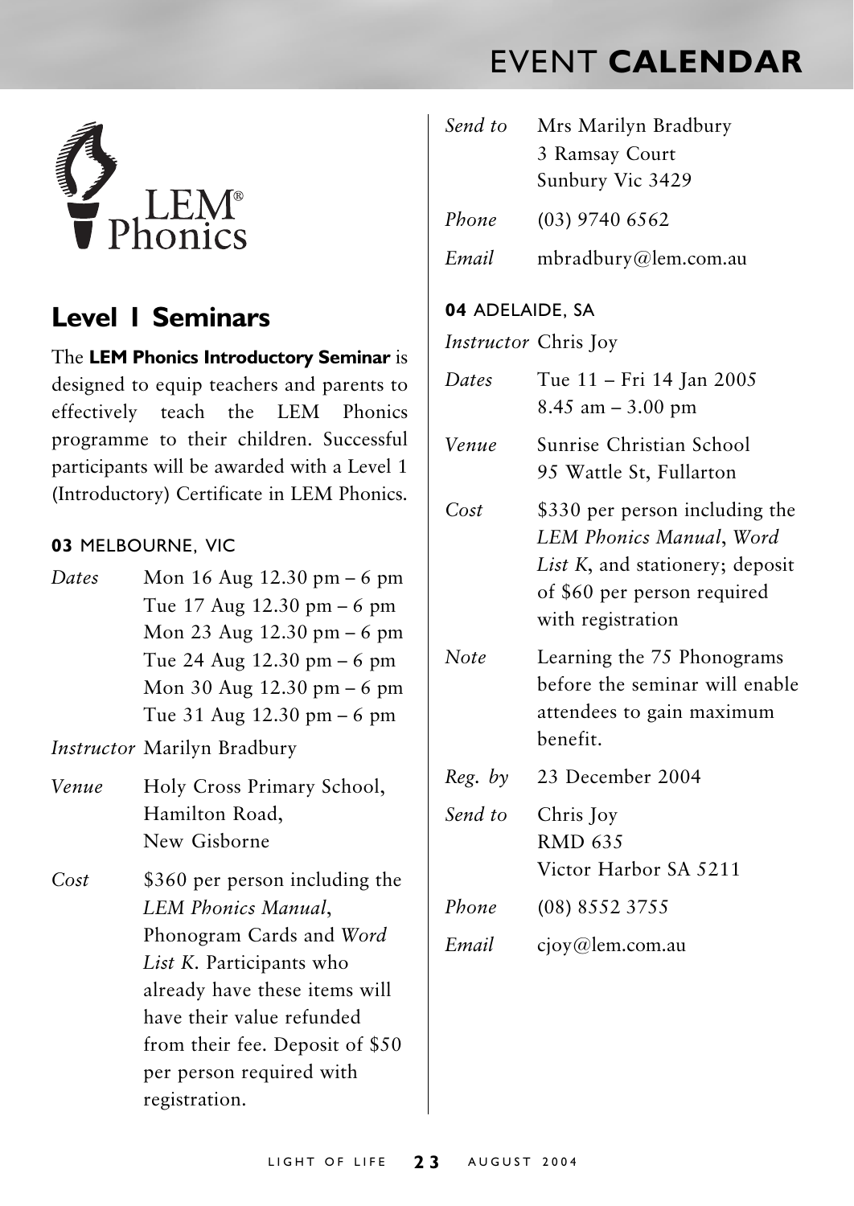# EVENT **CALENDAR**

LEM® Phonics

## Level 1 Seminars

The **LEM Phonics Introductory Seminar** is designed to equip teachers and parents to effectively teach the LEM Phonics programme to their children. Successful participants will be awarded with a Level 1 (Introductory) Certificate in LEM Phonics.

### **03** MELBOURNE, VIC

*Dates* Mon 16 Aug 12.30 pm – 6 pm
Tue 17 Aug 12.30 pm – 6 pm
Mon 23 Aug 12.30 pm – 6 pm
Tue 24 Aug 12.30 pm – 6 pm
Mon 30 Aug 12.30 pm – 6 pm
Tue 31 Aug 12.30 pm – 6 pm

*Instructor* Marilyn Bradbury

*Venue* Holy Cross Primary School, Hamilton Road, New Gisborne

*Cost* $360 per person including the *LEM Phonics Manual*, Phonogram Cards and *Word List K*. Participants who already have these items will have their value refunded from their fee. Deposit of $50 per person required with registration.

*Send to* Mrs Marilyn Bradbury
3 Ramsay Court
Sunbury Vic 3429

*Phone* (03) 9740 6562

*Email* mbradbury@lem.com.au

### **04** ADELAIDE, SA

*Instructor* Chris Joy

*Dates* Tue 11 – Fri 14 Jan 2005
8.45 am – 3.00 pm

*Venue* Sunrise Christian School
95 Wattle St, Fullarton

*Cost* $330 per person including the *LEM Phonics Manual*, *Word List K*, and stationery; deposit of $60 per person required with registration

*Note* Learning the 75 Phonograms before the seminar will enable attendees to gain maximum benefit.

*Reg. by* 23 December 2004

*Send to* Chris Joy
RMD 635
Victor Harbor SA 5211

*Phone* (08) 8552 3755

*Email* cjoy@lem.com.au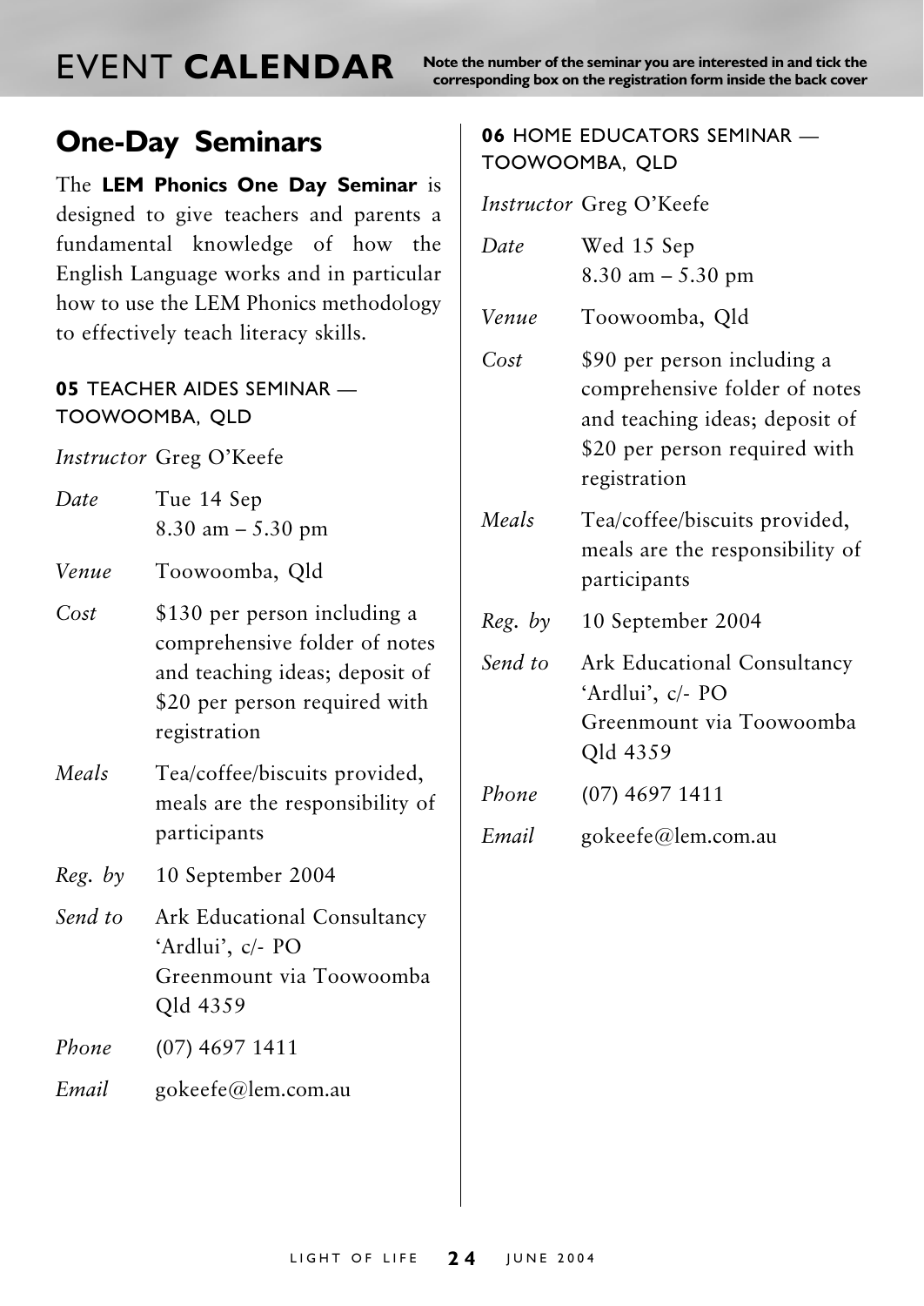# EVENT **CALENDAR**

**Note the number of the seminar you are interested in and tick the corresponding box on the registration form inside the back cover**

## One-Day Seminars

The **LEM Phonics One Day Seminar** is designed to give teachers and parents a fundamental knowledge of how the English Language works and in particular how to use the LEM Phonics methodology to effectively teach literacy skills.

### **05** TEACHER AIDES SEMINAR — TOOWOOMBA, QLD

*Instructor* Greg O'Keefe

*Date* Tue 14 Sep
8.30 am – 5.30 pm

*Venue* Toowoomba, Qld

*Cost* $130 per person including a comprehensive folder of notes and teaching ideas; deposit of $20 per person required with registration

*Meals* Tea/coffee/biscuits provided, meals are the responsibility of participants

*Reg. by* 10 September 2004

*Send to* Ark Educational Consultancy
'Ardlui', c/- PO
Greenmount via Toowoomba
Qld 4359

*Phone* (07) 4697 1411

*Email* gokeefe@lem.com.au

### **06** HOME EDUCATORS SEMINAR — TOOWOOMBA, QLD

*Instructor* Greg O'Keefe

*Date* Wed 15 Sep
8.30 am – 5.30 pm

*Venue* Toowoomba, Qld

*Cost* $90 per person including a comprehensive folder of notes and teaching ideas; deposit of $20 per person required with registration

*Meals* Tea/coffee/biscuits provided, meals are the responsibility of participants

*Reg. by* 10 September 2004

*Send to* Ark Educational Consultancy
'Ardlui', c/- PO
Greenmount via Toowoomba
Qld 4359

*Phone* (07) 4697 1411

*Email* gokeefe@lem.com.au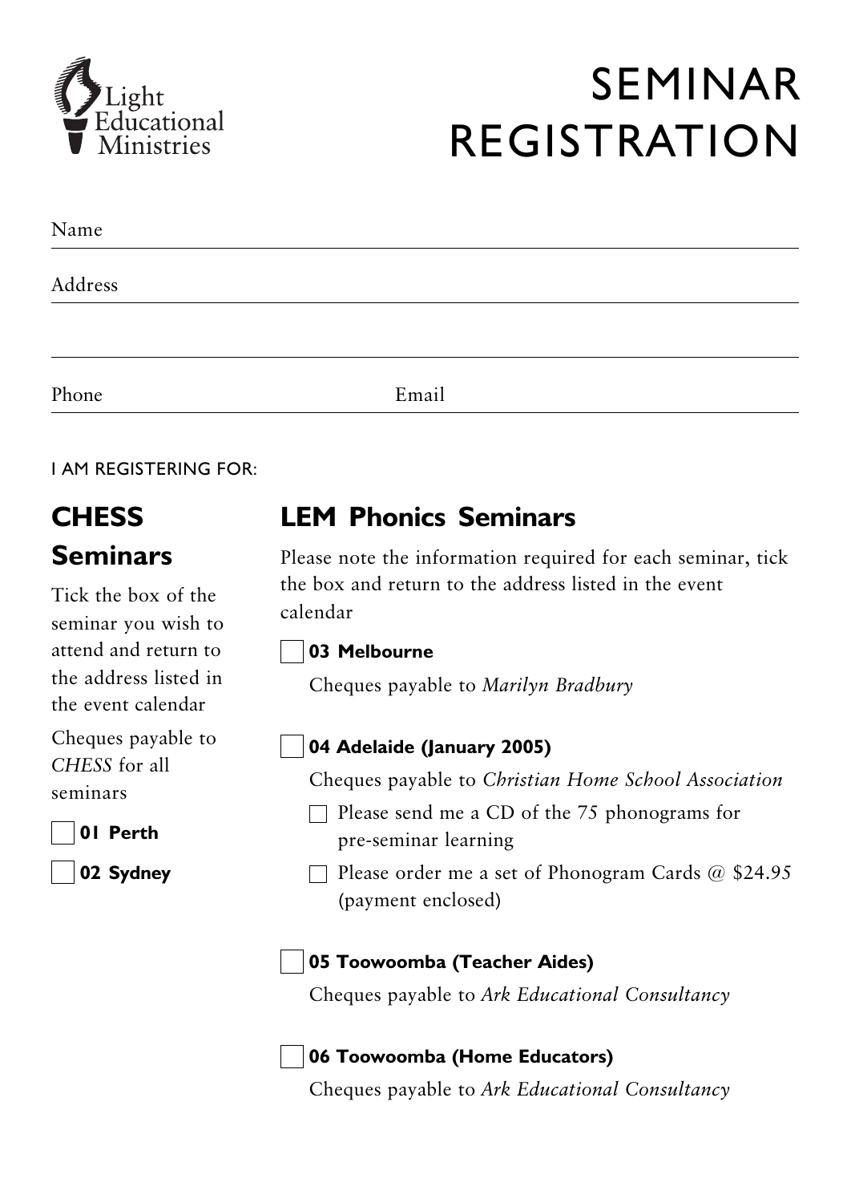Light Educational Ministries

# SEMINAR REGISTRATION

Name

Address

Phone Email

I AM REGISTERING FOR:

## CHESS Seminars

Tick the box of the seminar you wish to attend and return to the address listed in the event calendar

Cheques payable to *CHESS* for all seminars

☐ **01 Perth**

☐ **02 Sydney**

## LEM Phonics Seminars

Please note the information required for each seminar, tick the box and return to the address listed in the event calendar

☐ **03 Melbourne**

Cheques payable to *Marilyn Bradbury*

☐ **04 Adelaide (January 2005)**

Cheques payable to *Christian Home School Association*

- ☐ Please send me a CD of the 75 phonograms for pre-seminar learning
- ☐ Please order me a set of Phonogram Cards @ $24.95 (payment enclosed)

☐ **05 Toowoomba (Teacher Aides)**

Cheques payable to *Ark Educational Consultancy*

☐ **06 Toowoomba (Home Educators)**

Cheques payable to *Ark Educational Consultancy*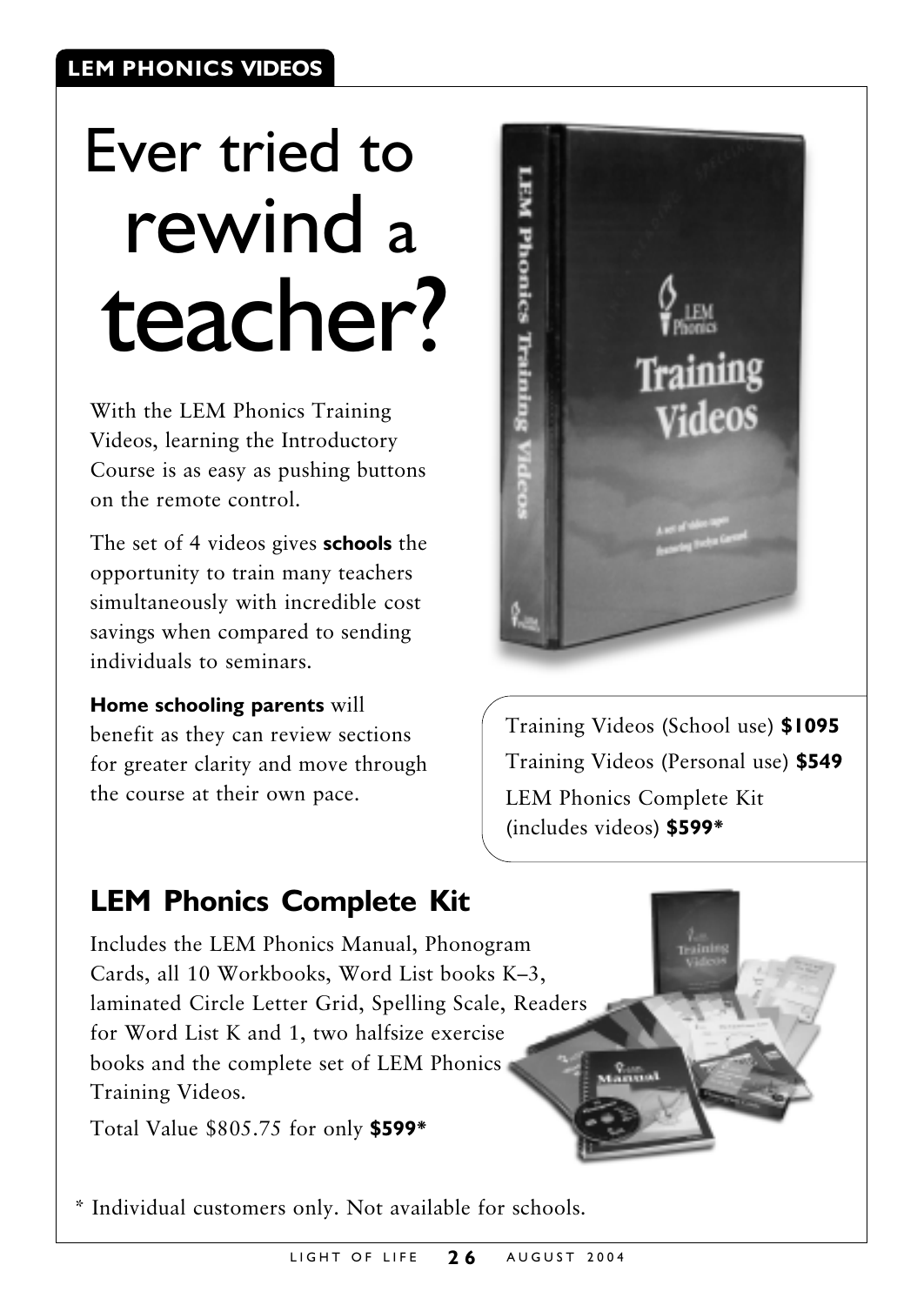LEM PHONICS VIDEOS

# Ever tried to rewind a teacher?

With the LEM Phonics Training Videos, learning the Introductory Course is as easy as pushing buttons on the remote control.

The set of 4 videos gives **schools** the opportunity to train many teachers simultaneously with incredible cost savings when compared to sending individuals to seminars.

**Home schooling parents** will benefit as they can review sections for greater clarity and move through the course at their own pace.

Training Videos (School use) **$1095**

Training Videos (Personal use) **$549**

LEM Phonics Complete Kit (includes videos) **$599***

## LEM Phonics Complete Kit

Includes the LEM Phonics Manual, Phonogram Cards, all 10 Workbooks, Word List books K–3, laminated Circle Letter Grid, Spelling Scale, Readers for Word List K and 1, two halfsize exercise books and the complete set of LEM Phonics Training Videos.

Total Value $805.75 for only **$599***

* Individual customers only. Not available for schools.